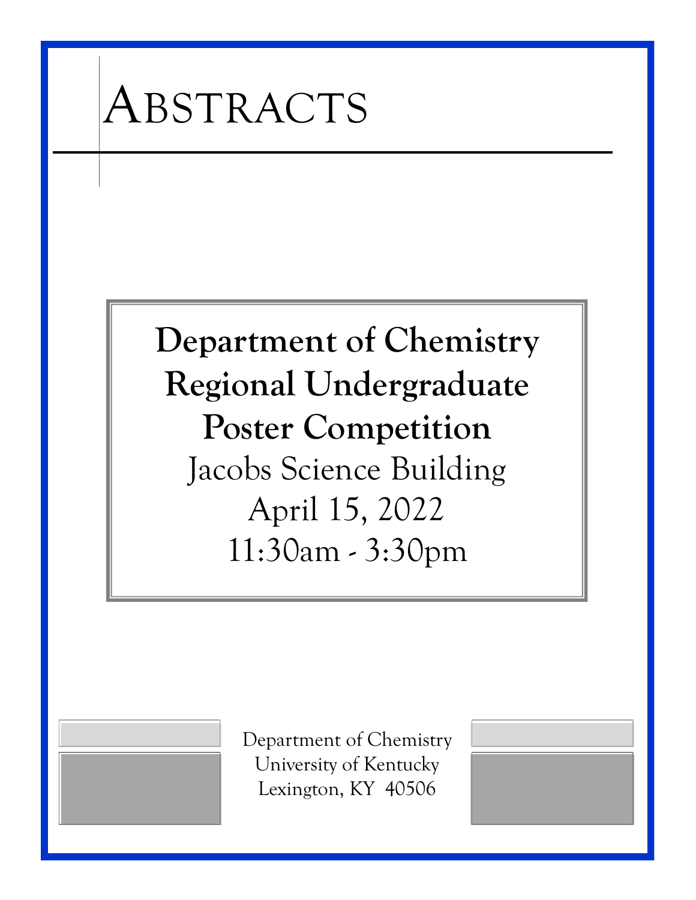# ABSTRACTS

**Department of Chemistry Regional Undergraduate Poster Competition**

Jacobs Science Building

April 15, 2022

11:30am - 3:30pm

Department of Chemistry
University of Kentucky
Lexington, KY 40506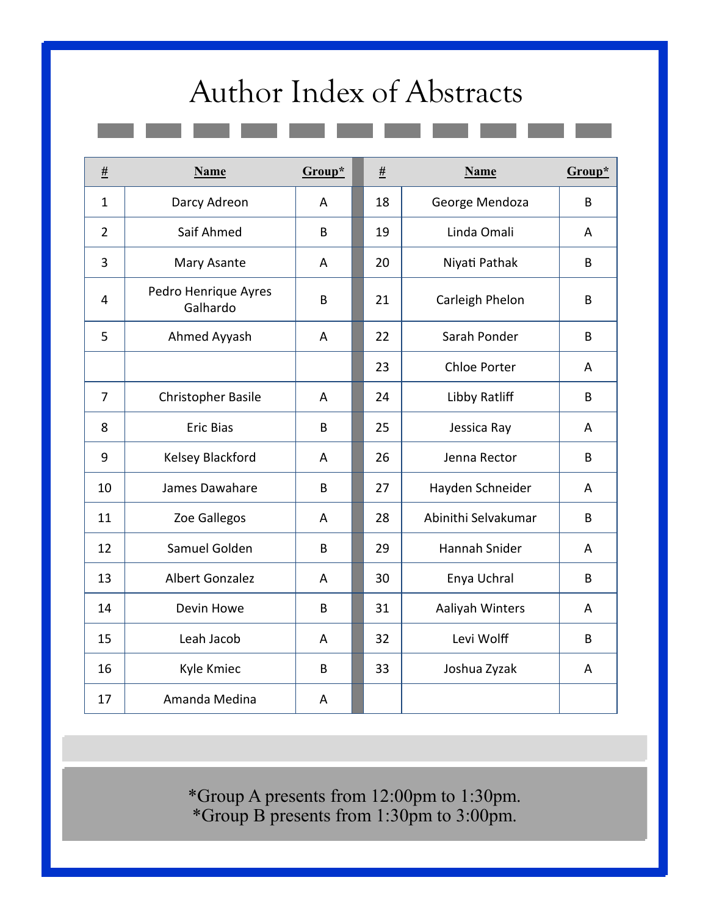# Author Index of Abstracts

| # | Name | Group* | # | Name | Group* |
|---|---|---|---|---|---|
| 1 | Darcy Adreon | A | 18 | George Mendoza | B |
| 2 | Saif Ahmed | B | 19 | Linda Omali | A |
| 3 | Mary Asante | A | 20 | Niyati Pathak | B |
| 4 | Pedro Henrique Ayres Galhardo | B | 21 | Carleigh Phelon | B |
| 5 | Ahmed Ayyash | A | 22 | Sarah Ponder | B |
| | | | 23 | Chloe Porter | A |
| 7 | Christopher Basile | A | 24 | Libby Ratliff | B |
| 8 | Eric Bias | B | 25 | Jessica Ray | A |
| 9 | Kelsey Blackford | A | 26 | Jenna Rector | B |
| 10 | James Dawahare | B | 27 | Hayden Schneider | A |
| 11 | Zoe Gallegos | A | 28 | Abinithi Selvakumar | B |
| 12 | Samuel Golden | B | 29 | Hannah Snider | A |
| 13 | Albert Gonzalez | A | 30 | Enya Uchral | B |
| 14 | Devin Howe | B | 31 | Aaliyah Winters | A |
| 15 | Leah Jacob | A | 32 | Levi Wolff | B |
| 16 | Kyle Kmiec | B | 33 | Joshua Zyzak | A |
| 17 | Amanda Medina | A | | | |

*Group A presents from 12:00pm to 1:30pm.
*Group B presents from 1:30pm to 3:00pm.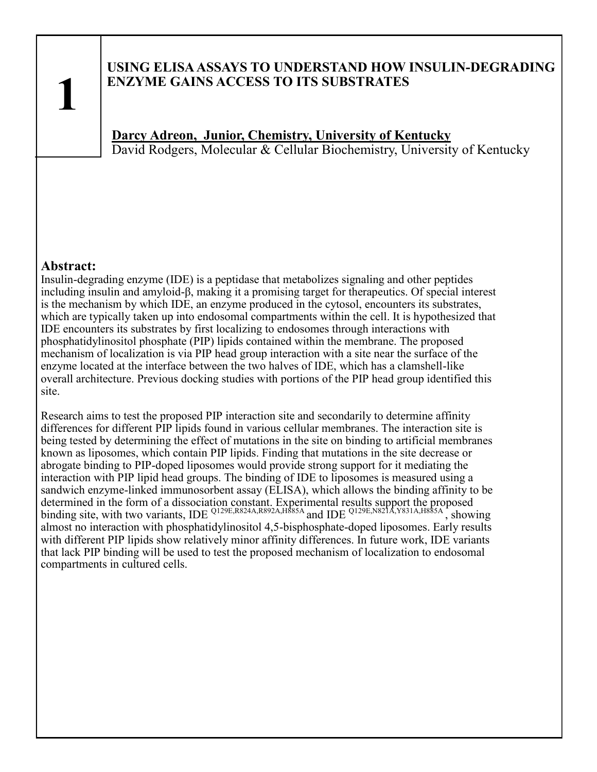**1**

## USING ELISA ASSAYS TO UNDERSTAND HOW INSULIN-DEGRADING ENZYME GAINS ACCESS TO ITS SUBSTRATES

**Darcy Adreon, Junior, Chemistry, University of Kentucky**
David Rodgers, Molecular & Cellular Biochemistry, University of Kentucky

### Abstract:

Insulin-degrading enzyme (IDE) is a peptidase that metabolizes signaling and other peptides including insulin and amyloid-β, making it a promising target for therapeutics. Of special interest is the mechanism by which IDE, an enzyme produced in the cytosol, encounters its substrates, which are typically taken up into endosomal compartments within the cell. It is hypothesized that IDE encounters its substrates by first localizing to endosomes through interactions with phosphatidylinositol phosphate (PIP) lipids contained within the membrane. The proposed mechanism of localization is via PIP head group interaction with a site near the surface of the enzyme located at the interface between the two halves of IDE, which has a clamshell-like overall architecture. Previous docking studies with portions of the PIP head group identified this site.

Research aims to test the proposed PIP interaction site and secondarily to determine affinity differences for different PIP lipids found in various cellular membranes. The interaction site is being tested by determining the effect of mutations in the site on binding to artificial membranes known as liposomes, which contain PIP lipids. Finding that mutations in the site decrease or abrogate binding to PIP-doped liposomes would provide strong support for it mediating the interaction with PIP lipid head groups. The binding of IDE to liposomes is measured using a sandwich enzyme-linked immunosorbent assay (ELISA), which allows the binding affinity to be determined in the form of a dissociation constant. Experimental results support the proposed binding site, with two variants, IDE $^{Q129E,R824A,R892A,H885A}$ and IDE $^{Q129E,N821A,Y831A,H885A}$, showing almost no interaction with phosphatidylinositol 4,5-bisphosphate-doped liposomes. Early results with different PIP lipids show relatively minor affinity differences. In future work, IDE variants that lack PIP binding will be used to test the proposed mechanism of localization to endosomal compartments in cultured cells.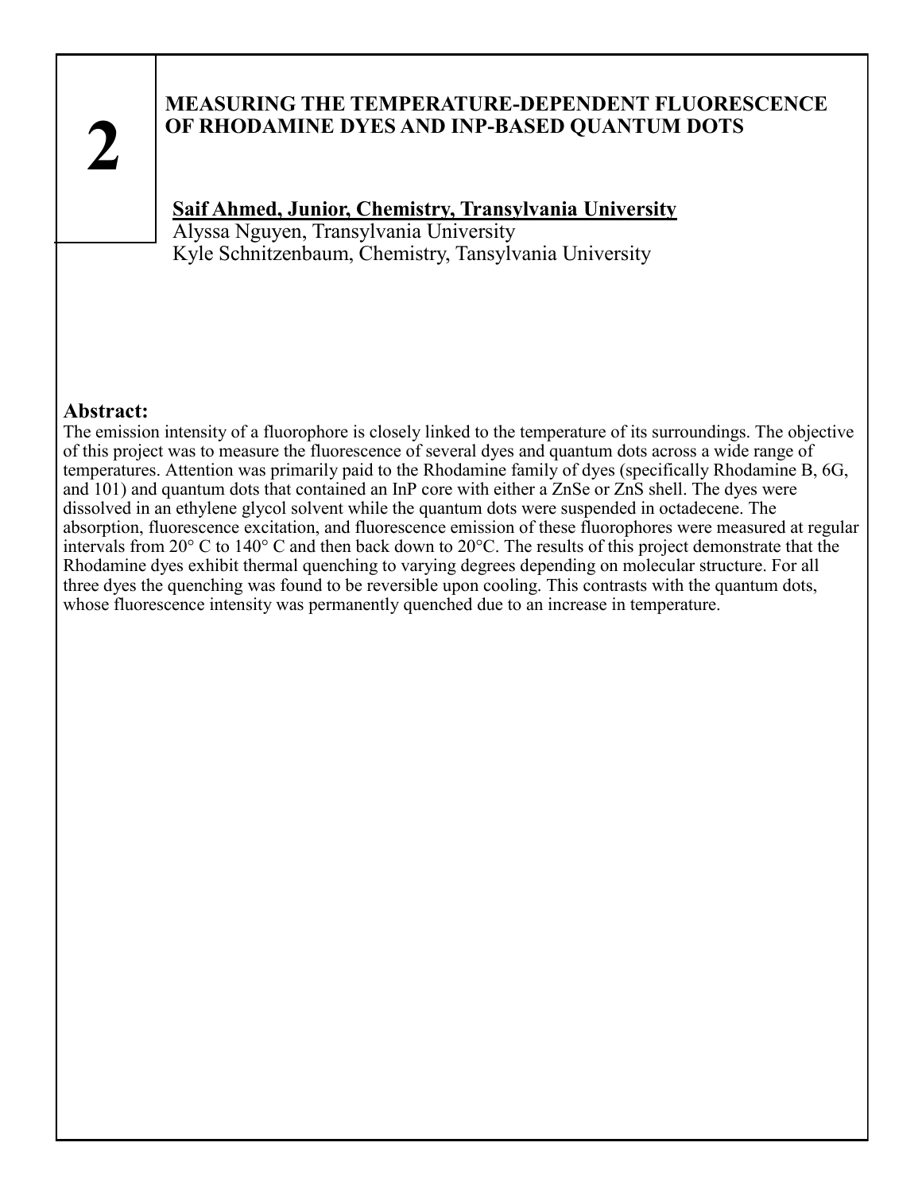**2**

## MEASURING THE TEMPERATURE-DEPENDENT FLUORESCENCE OF RHODAMINE DYES AND INP-BASED QUANTUM DOTS

**Saif Ahmed, Junior, Chemistry, Transylvania University**
Alyssa Nguyen, Transylvania University
Kyle Schnitzenbaum, Chemistry, Tansylvania University

### Abstract:

The emission intensity of a fluorophore is closely linked to the temperature of its surroundings. The objective of this project was to measure the fluorescence of several dyes and quantum dots across a wide range of temperatures. Attention was primarily paid to the Rhodamine family of dyes (specifically Rhodamine B, 6G, and 101) and quantum dots that contained an InP core with either a ZnSe or ZnS shell. The dyes were dissolved in an ethylene glycol solvent while the quantum dots were suspended in octadecene. The absorption, fluorescence excitation, and fluorescence emission of these fluorophores were measured at regular intervals from 20° C to 140° C and then back down to 20°C. The results of this project demonstrate that the Rhodamine dyes exhibit thermal quenching to varying degrees depending on molecular structure. For all three dyes the quenching was found to be reversible upon cooling. This contrasts with the quantum dots, whose fluorescence intensity was permanently quenched due to an increase in temperature.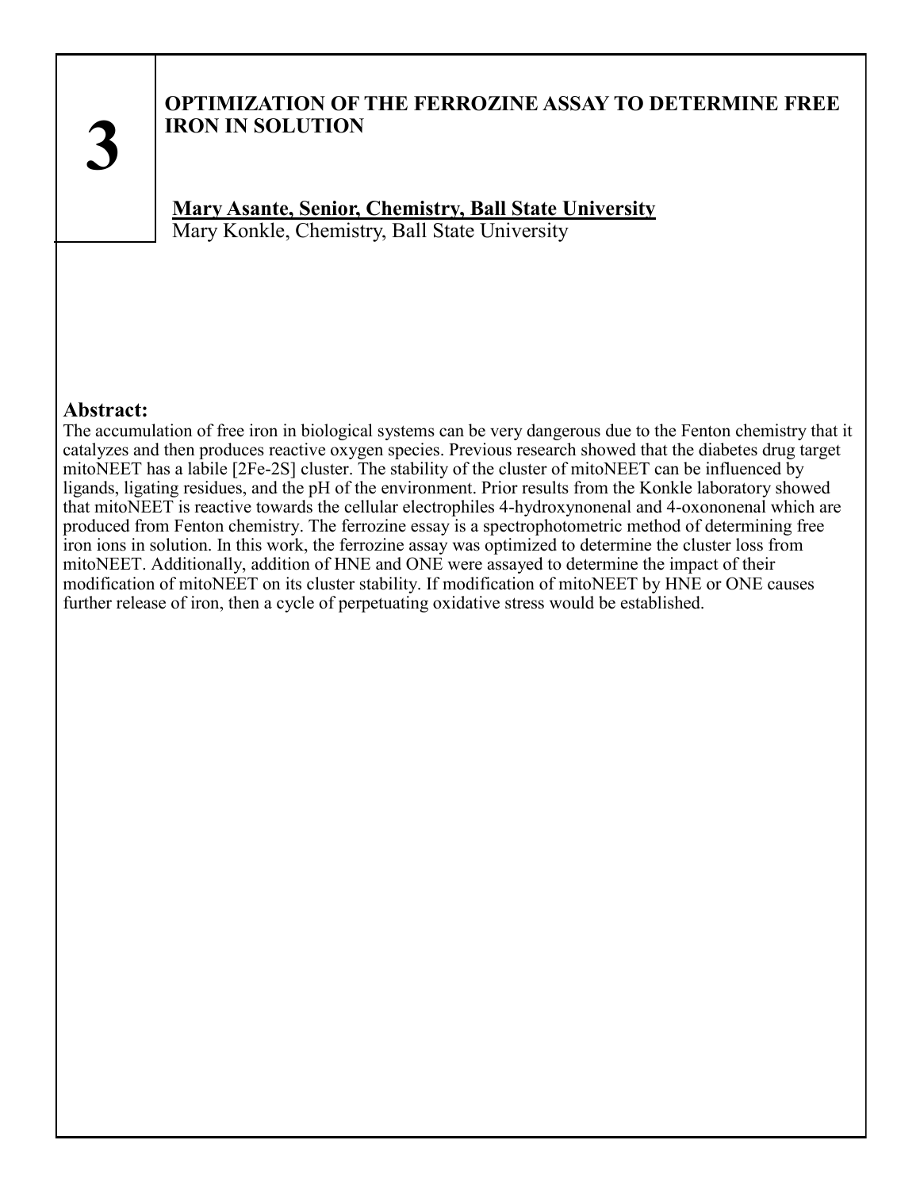**3**

## OPTIMIZATION OF THE FERROZINE ASSAY TO DETERMINE FREE IRON IN SOLUTION

**Mary Asante, Senior, Chemistry, Ball State University**
Mary Konkle, Chemistry, Ball State University

### Abstract:

The accumulation of free iron in biological systems can be very dangerous due to the Fenton chemistry that it catalyzes and then produces reactive oxygen species. Previous research showed that the diabetes drug target mitoNEET has a labile [2Fe-2S] cluster. The stability of the cluster of mitoNEET can be influenced by ligands, ligating residues, and the pH of the environment. Prior results from the Konkle laboratory showed that mitoNEET is reactive towards the cellular electrophiles 4-hydroxynonenal and 4-oxononenal which are produced from Fenton chemistry. The ferrozine essay is a spectrophotometric method of determining free iron ions in solution. In this work, the ferrozine assay was optimized to determine the cluster loss from mitoNEET. Additionally, addition of HNE and ONE were assayed to determine the impact of their modification of mitoNEET on its cluster stability. If modification of mitoNEET by HNE or ONE causes further release of iron, then a cycle of perpetuating oxidative stress would be established.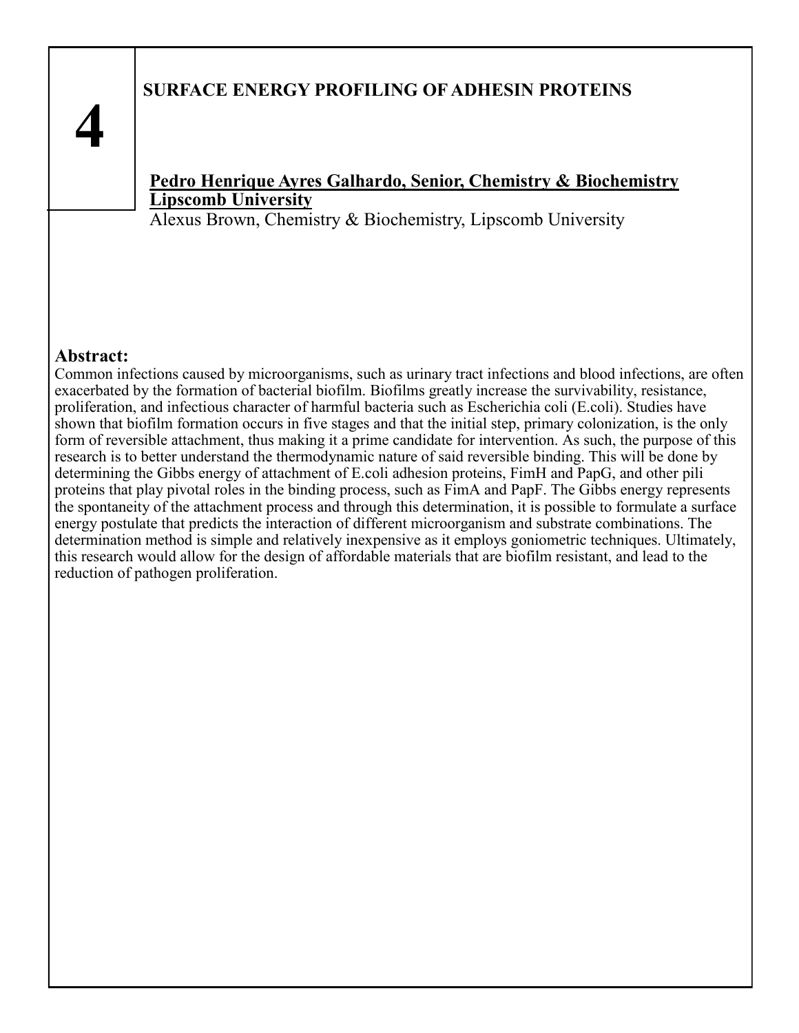# 4

## SURFACE ENERGY PROFILING OF ADHESIN PROTEINS

**Pedro Henrique Ayres Galhardo, Senior, Chemistry & Biochemistry Lipscomb University**

Alexus Brown, Chemistry & Biochemistry, Lipscomb University

### Abstract:

Common infections caused by microorganisms, such as urinary tract infections and blood infections, are often exacerbated by the formation of bacterial biofilm. Biofilms greatly increase the survivability, resistance, proliferation, and infectious character of harmful bacteria such as Escherichia coli (E.coli). Studies have shown that biofilm formation occurs in five stages and that the initial step, primary colonization, is the only form of reversible attachment, thus making it a prime candidate for intervention. As such, the purpose of this research is to better understand the thermodynamic nature of said reversible binding. This will be done by determining the Gibbs energy of attachment of E.coli adhesion proteins, FimH and PapG, and other pili proteins that play pivotal roles in the binding process, such as FimA and PapF. The Gibbs energy represents the spontaneity of the attachment process and through this determination, it is possible to formulate a surface energy postulate that predicts the interaction of different microorganism and substrate combinations. The determination method is simple and relatively inexpensive as it employs goniometric techniques. Ultimately, this research would allow for the design of affordable materials that are biofilm resistant, and lead to the reduction of pathogen proliferation.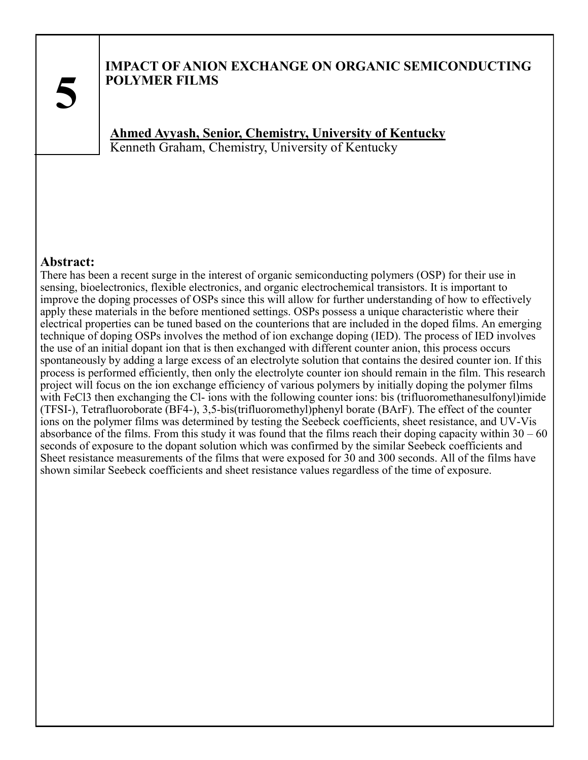**5**

# IMPACT OF ANION EXCHANGE ON ORGANIC SEMICONDUCTING POLYMER FILMS

**Ahmed Ayyash, Senior, Chemistry, University of Kentucky**
Kenneth Graham, Chemistry, University of Kentucky

## Abstract:

There has been a recent surge in the interest of organic semiconducting polymers (OSP) for their use in sensing, bioelectronics, flexible electronics, and organic electrochemical transistors. It is important to improve the doping processes of OSPs since this will allow for further understanding of how to effectively apply these materials in the before mentioned settings. OSPs possess a unique characteristic where their electrical properties can be tuned based on the counterions that are included in the doped films. An emerging technique of doping OSPs involves the method of ion exchange doping (IED). The process of IED involves the use of an initial dopant ion that is then exchanged with different counter anion, this process occurs spontaneously by adding a large excess of an electrolyte solution that contains the desired counter ion. If this process is performed efficiently, then only the electrolyte counter ion should remain in the film. This research project will focus on the ion exchange efficiency of various polymers by initially doping the polymer films with $FeCl_3$ then exchanging the $Cl^-$ ions with the following counter ions: bis (trifluoromethanesulfonyl)imide ($TFSI^-$), Tetrafluoroborate ($BF_4^-$), 3,5-bis(trifluoromethyl)phenyl borate (BArF). The effect of the counter ions on the polymer films was determined by testing the Seebeck coefficients, sheet resistance, and UV-Vis absorbance of the films. From this study it was found that the films reach their doping capacity within 30 – 60 seconds of exposure to the dopant solution which was confirmed by the similar Seebeck coefficients and Sheet resistance measurements of the films that were exposed for 30 and 300 seconds. All of the films have shown similar Seebeck coefficients and sheet resistance values regardless of the time of exposure.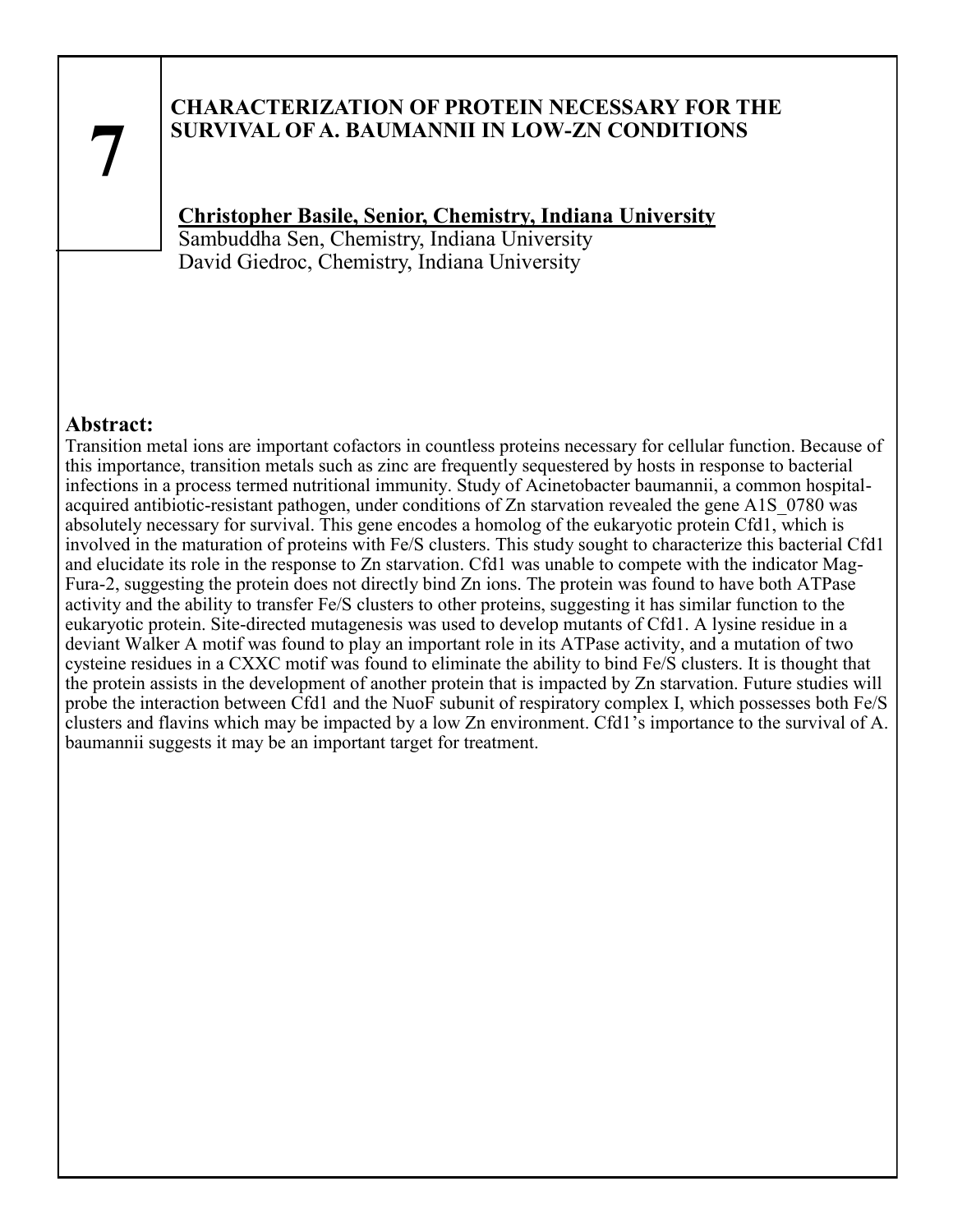# 7

## CHARACTERIZATION OF PROTEIN NECESSARY FOR THE SURVIVAL OF A. BAUMANNII IN LOW-ZN CONDITIONS

**Christopher Basile, Senior, Chemistry, Indiana University**
Sambuddha Sen, Chemistry, Indiana University
David Giedroc, Chemistry, Indiana University

### Abstract:

Transition metal ions are important cofactors in countless proteins necessary for cellular function. Because of this importance, transition metals such as zinc are frequently sequestered by hosts in response to bacterial infections in a process termed nutritional immunity. Study of Acinetobacter baumannii, a common hospital-acquired antibiotic-resistant pathogen, under conditions of Zn starvation revealed the gene A1S_0780 was absolutely necessary for survival. This gene encodes a homolog of the eukaryotic protein Cfd1, which is involved in the maturation of proteins with Fe/S clusters. This study sought to characterize this bacterial Cfd1 and elucidate its role in the response to Zn starvation. Cfd1 was unable to compete with the indicator Mag-Fura-2, suggesting the protein does not directly bind Zn ions. The protein was found to have both ATPase activity and the ability to transfer Fe/S clusters to other proteins, suggesting it has similar function to the eukaryotic protein. Site-directed mutagenesis was used to develop mutants of Cfd1. A lysine residue in a deviant Walker A motif was found to play an important role in its ATPase activity, and a mutation of two cysteine residues in a CXXC motif was found to eliminate the ability to bind Fe/S clusters. It is thought that the protein assists in the development of another protein that is impacted by Zn starvation. Future studies will probe the interaction between Cfd1 and the NuoF subunit of respiratory complex I, which possesses both Fe/S clusters and flavins which may be impacted by a low Zn environment. Cfd1's importance to the survival of A. baumannii suggests it may be an important target for treatment.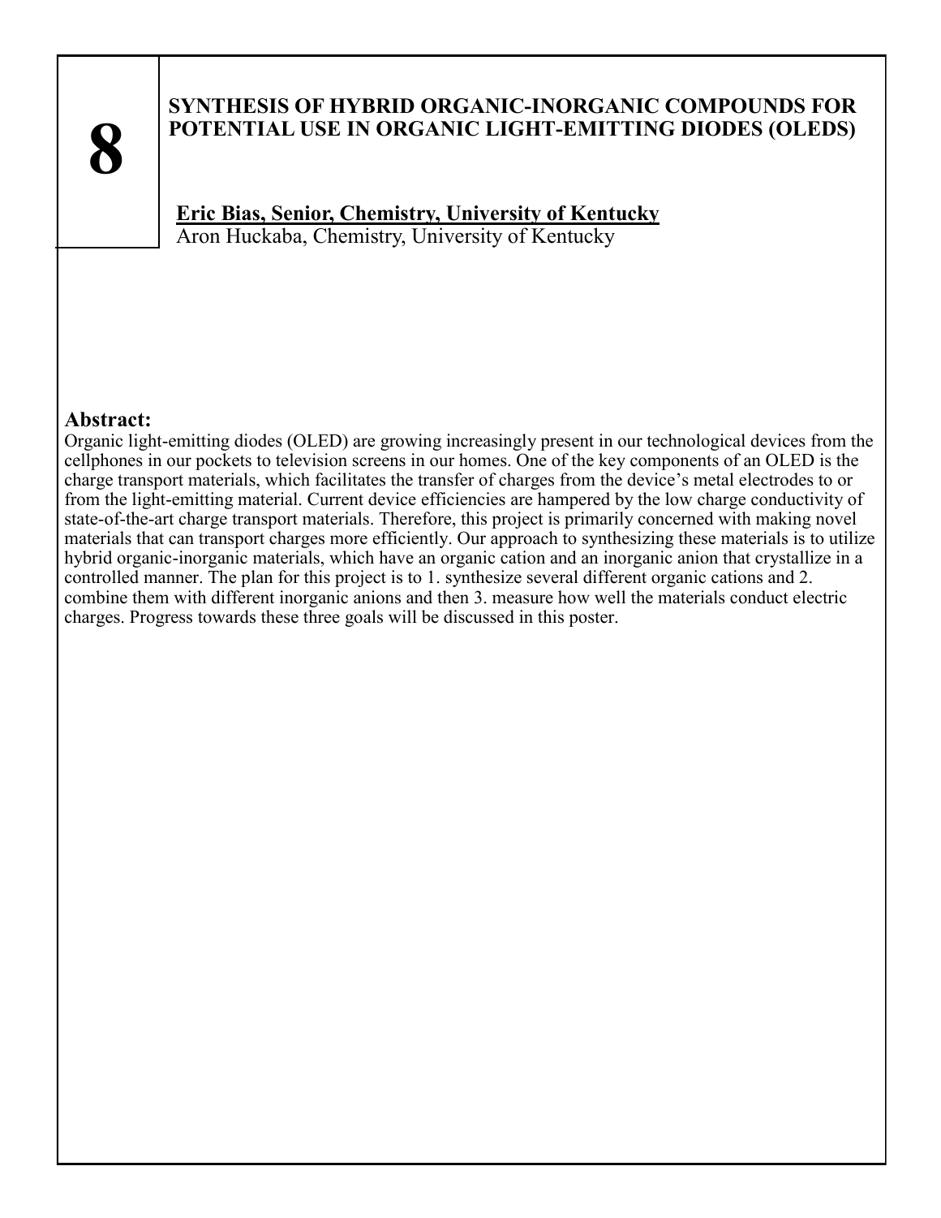# 8

## SYNTHESIS OF HYBRID ORGANIC-INORGANIC COMPOUNDS FOR POTENTIAL USE IN ORGANIC LIGHT-EMITTING DIODES (OLEDS)

**Eric Bias, Senior, Chemistry, University of Kentucky**
Aron Huckaba, Chemistry, University of Kentucky

**Abstract:**
Organic light-emitting diodes (OLED) are growing increasingly present in our technological devices from the cellphones in our pockets to television screens in our homes. One of the key components of an OLED is the charge transport materials, which facilitates the transfer of charges from the device's metal electrodes to or from the light-emitting material. Current device efficiencies are hampered by the low charge conductivity of state-of-the-art charge transport materials. Therefore, this project is primarily concerned with making novel materials that can transport charges more efficiently. Our approach to synthesizing these materials is to utilize hybrid organic-inorganic materials, which have an organic cation and an inorganic anion that crystallize in a controlled manner. The plan for this project is to 1. synthesize several different organic cations and 2. combine them with different inorganic anions and then 3. measure how well the materials conduct electric charges. Progress towards these three goals will be discussed in this poster.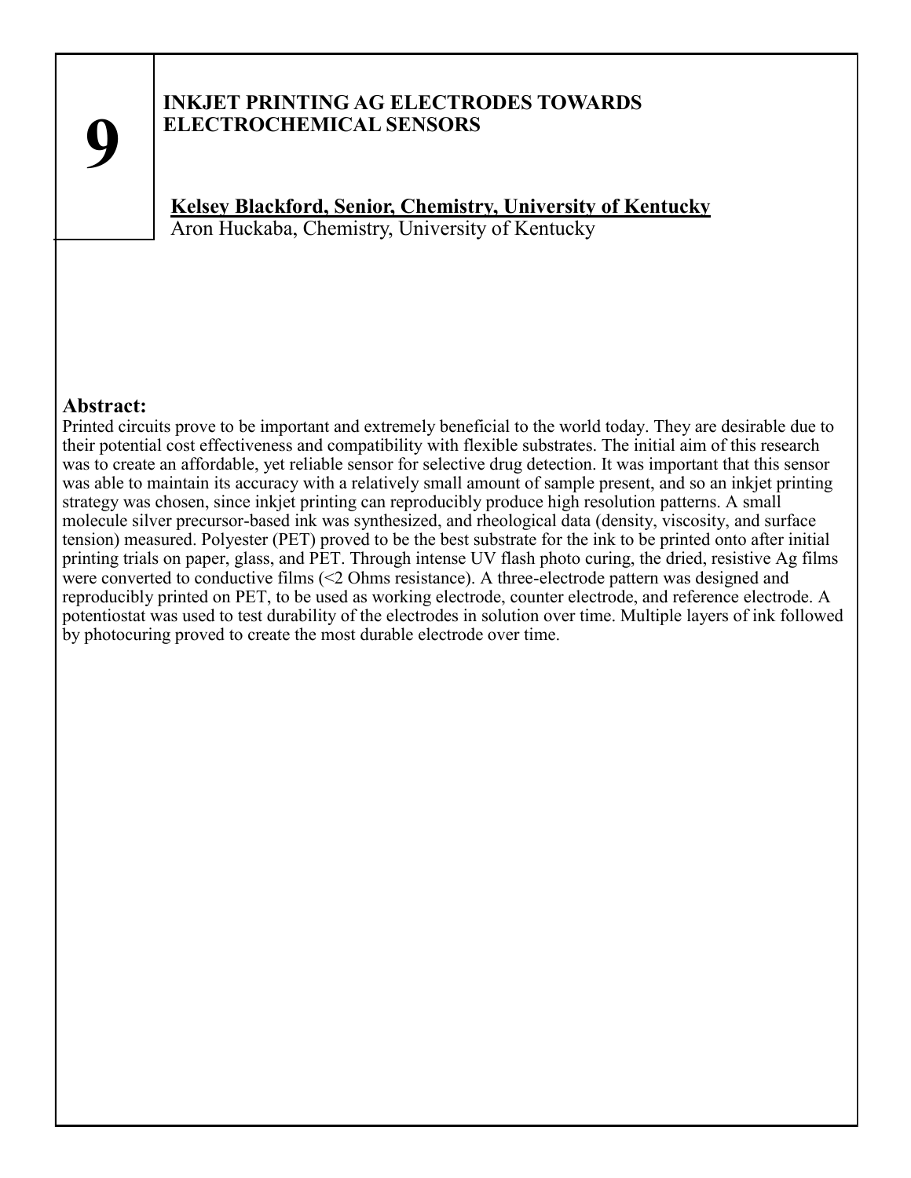**9**

# INKJET PRINTING AG ELECTRODES TOWARDS ELECTROCHEMICAL SENSORS

**Kelsey Blackford, Senior, Chemistry, University of Kentucky**
Aron Huckaba, Chemistry, University of Kentucky

## Abstract:

Printed circuits prove to be important and extremely beneficial to the world today. They are desirable due to their potential cost effectiveness and compatibility with flexible substrates. The initial aim of this research was to create an affordable, yet reliable sensor for selective drug detection. It was important that this sensor was able to maintain its accuracy with a relatively small amount of sample present, and so an inkjet printing strategy was chosen, since inkjet printing can reproducibly produce high resolution patterns. A small molecule silver precursor-based ink was synthesized, and rheological data (density, viscosity, and surface tension) measured. Polyester (PET) proved to be the best substrate for the ink to be printed onto after initial printing trials on paper, glass, and PET. Through intense UV flash photo curing, the dried, resistive Ag films were converted to conductive films (<2 Ohms resistance). A three-electrode pattern was designed and reproducibly printed on PET, to be used as working electrode, counter electrode, and reference electrode. A potentiostat was used to test durability of the electrodes in solution over time. Multiple layers of ink followed by photocuring proved to create the most durable electrode over time.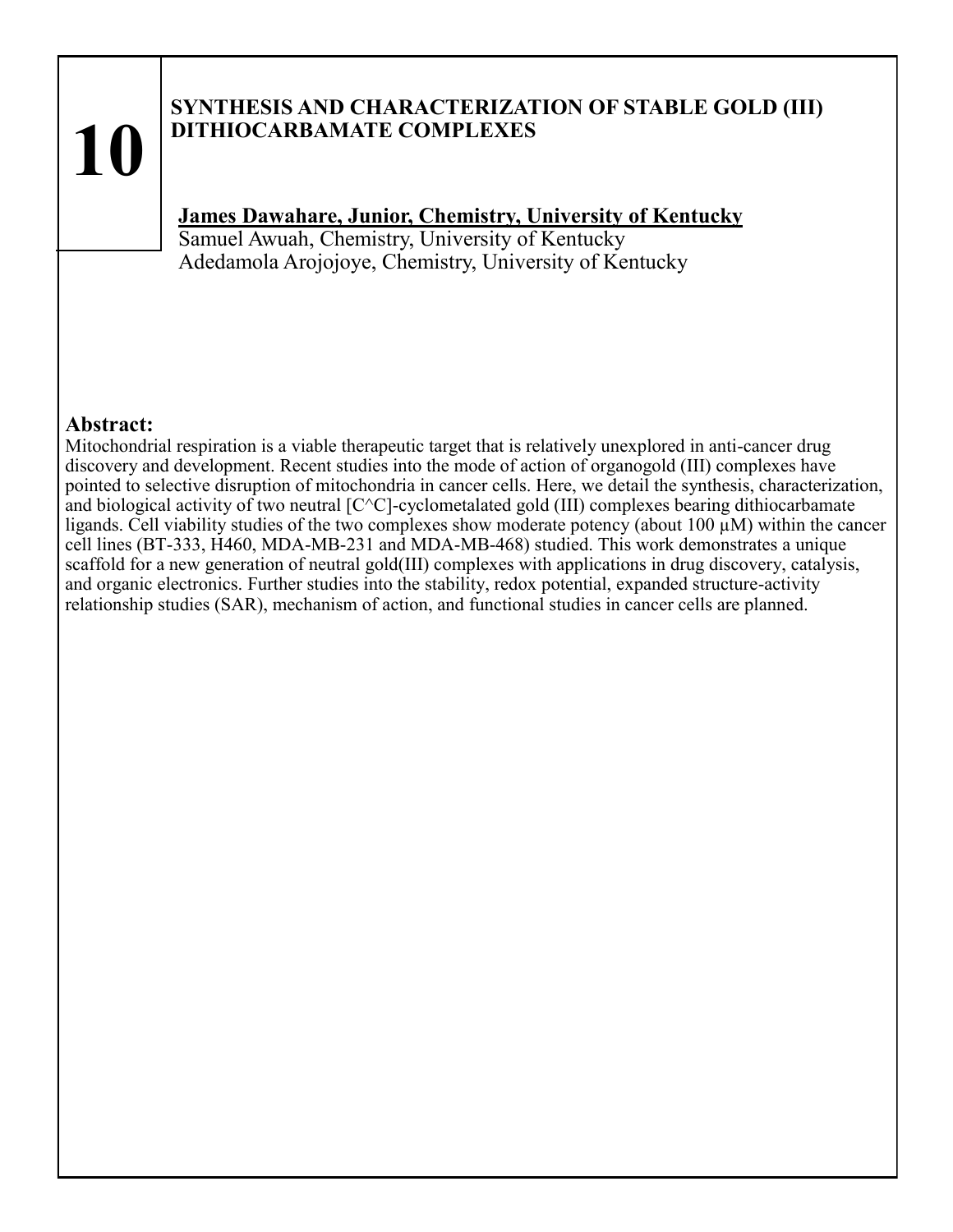# 10

## SYNTHESIS AND CHARACTERIZATION OF STABLE GOLD (III) DITHIOCARBAMATE COMPLEXES

**James Dawahare, Junior, Chemistry, University of Kentucky**
Samuel Awuah, Chemistry, University of Kentucky
Adedamola Arojojoye, Chemistry, University of Kentucky

### Abstract:

Mitochondrial respiration is a viable therapeutic target that is relatively unexplored in anti-cancer drug discovery and development. Recent studies into the mode of action of organogold (III) complexes have pointed to selective disruption of mitochondria in cancer cells. Here, we detail the synthesis, characterization, and biological activity of two neutral [C^C]-cyclometalated gold (III) complexes bearing dithiocarbamate ligands. Cell viability studies of the two complexes show moderate potency (about 100 μM) within the cancer cell lines (BT-333, H460, MDA-MB-231 and MDA-MB-468) studied. This work demonstrates a unique scaffold for a new generation of neutral gold(III) complexes with applications in drug discovery, catalysis, and organic electronics. Further studies into the stability, redox potential, expanded structure-activity relationship studies (SAR), mechanism of action, and functional studies in cancer cells are planned.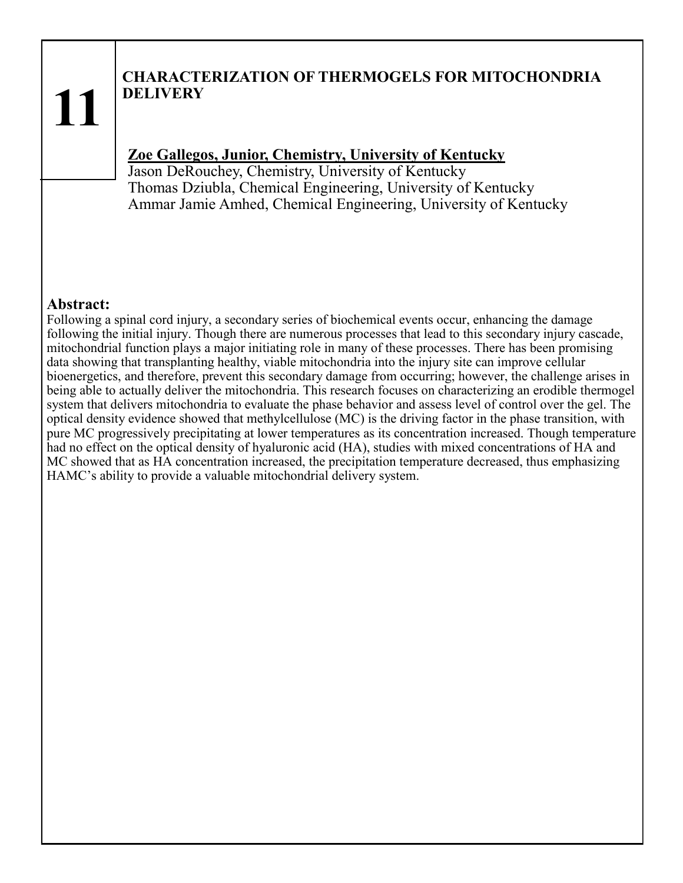**11**

# CHARACTERIZATION OF THERMOGELS FOR MITOCHONDRIA DELIVERY

**Zoe Gallegos, Junior, Chemistry, University of Kentucky**
Jason DeRouchey, Chemistry, University of Kentucky
Thomas Dziubla, Chemical Engineering, University of Kentucky
Ammar Jamie Amhed, Chemical Engineering, University of Kentucky

## Abstract:

Following a spinal cord injury, a secondary series of biochemical events occur, enhancing the damage following the initial injury. Though there are numerous processes that lead to this secondary injury cascade, mitochondrial function plays a major initiating role in many of these processes. There has been promising data showing that transplanting healthy, viable mitochondria into the injury site can improve cellular bioenergetics, and therefore, prevent this secondary damage from occurring; however, the challenge arises in being able to actually deliver the mitochondria. This research focuses on characterizing an erodible thermogel system that delivers mitochondria to evaluate the phase behavior and assess level of control over the gel. The optical density evidence showed that methylcellulose (MC) is the driving factor in the phase transition, with pure MC progressively precipitating at lower temperatures as its concentration increased. Though temperature had no effect on the optical density of hyaluronic acid (HA), studies with mixed concentrations of HA and MC showed that as HA concentration increased, the precipitation temperature decreased, thus emphasizing HAMC's ability to provide a valuable mitochondrial delivery system.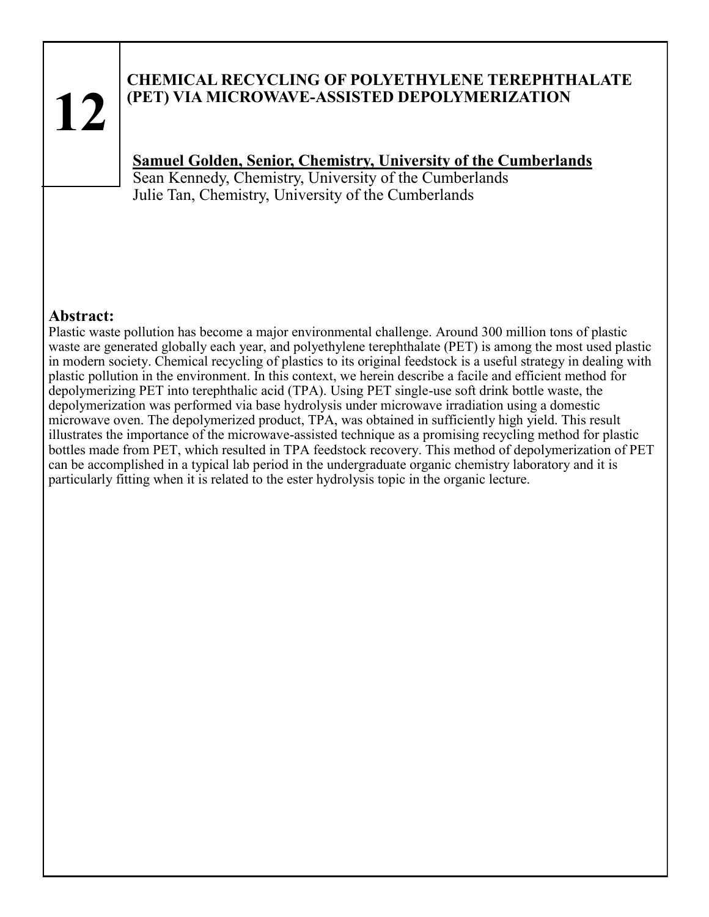**12**

## CHEMICAL RECYCLING OF POLYETHYLENE TEREPHTHALATE (PET) VIA MICROWAVE-ASSISTED DEPOLYMERIZATION

**Samuel Golden, Senior, Chemistry, University of the Cumberlands**
Sean Kennedy, Chemistry, University of the Cumberlands
Julie Tan, Chemistry, University of the Cumberlands

### Abstract:

Plastic waste pollution has become a major environmental challenge. Around 300 million tons of plastic waste are generated globally each year, and polyethylene terephthalate (PET) is among the most used plastic in modern society. Chemical recycling of plastics to its original feedstock is a useful strategy in dealing with plastic pollution in the environment. In this context, we herein describe a facile and efficient method for depolymerizing PET into terephthalic acid (TPA). Using PET single-use soft drink bottle waste, the depolymerization was performed via base hydrolysis under microwave irradiation using a domestic microwave oven. The depolymerized product, TPA, was obtained in sufficiently high yield. This result illustrates the importance of the microwave-assisted technique as a promising recycling method for plastic bottles made from PET, which resulted in TPA feedstock recovery. This method of depolymerization of PET can be accomplished in a typical lab period in the undergraduate organic chemistry laboratory and it is particularly fitting when it is related to the ester hydrolysis topic in the organic lecture.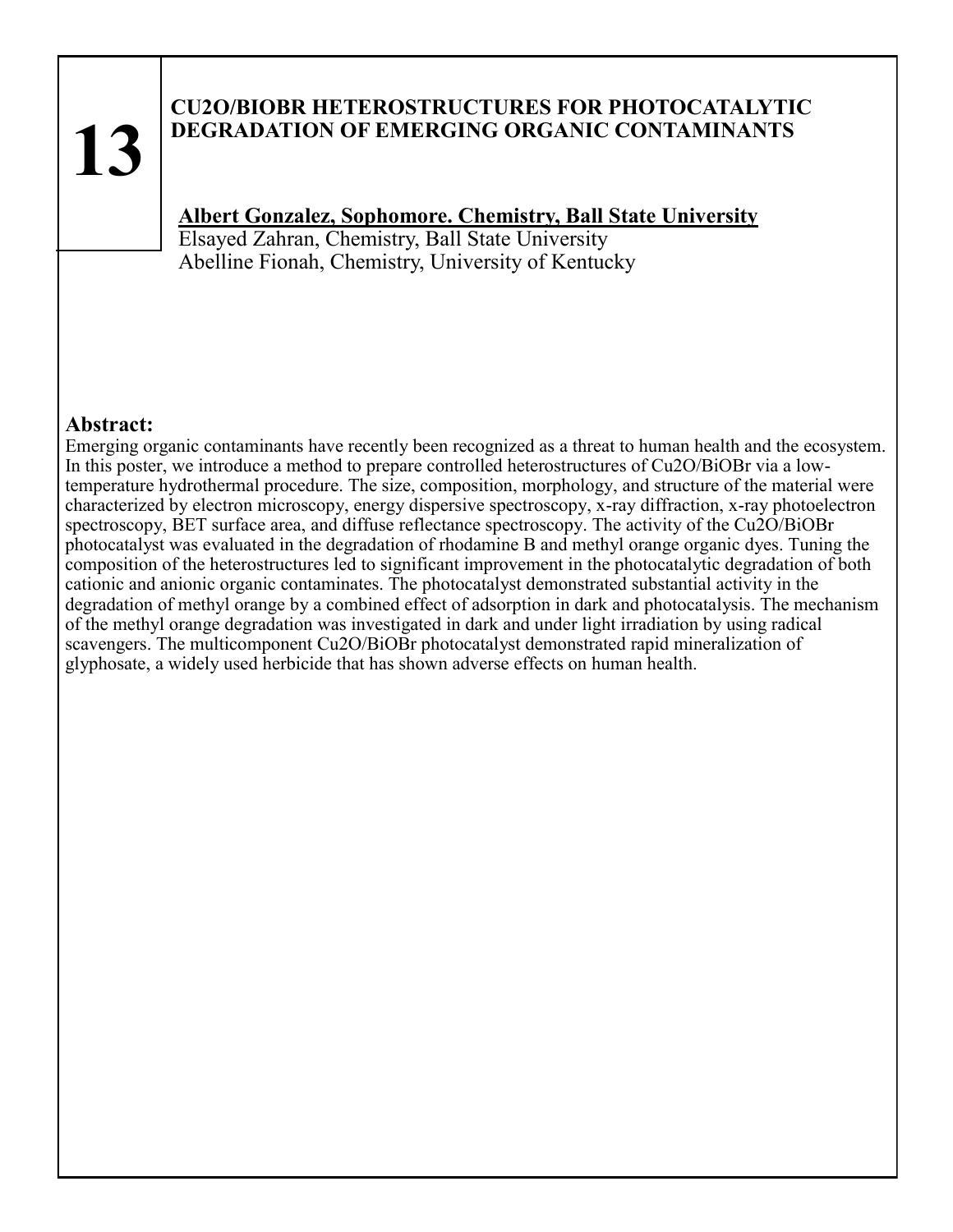# 13

## CU2O/BIOBR HETEROSTRUCTURES FOR PHOTOCATALYTIC DEGRADATION OF EMERGING ORGANIC CONTAMINANTS

**Albert Gonzalez, Sophomore. Chemistry, Ball State University**
Elsayed Zahran, Chemistry, Ball State University
Abelline Fionah, Chemistry, University of Kentucky

### Abstract:

Emerging organic contaminants have recently been recognized as a threat to human health and the ecosystem. In this poster, we introduce a method to prepare controlled heterostructures of $Cu_2O/BiOBr$ via a low-temperature hydrothermal procedure. The size, composition, morphology, and structure of the material were characterized by electron microscopy, energy dispersive spectroscopy, x-ray diffraction, x-ray photoelectron spectroscopy, BET surface area, and diffuse reflectance spectroscopy. The activity of the $Cu_2O/BiOBr$ photocatalyst was evaluated in the degradation of rhodamine B and methyl orange organic dyes. Tuning the composition of the heterostructures led to significant improvement in the photocatalytic degradation of both cationic and anionic organic contaminates. The photocatalyst demonstrated substantial activity in the degradation of methyl orange by a combined effect of adsorption in dark and photocatalysis. The mechanism of the methyl orange degradation was investigated in dark and under light irradiation by using radical scavengers. The multicomponent $Cu_2O/BiOBr$ photocatalyst demonstrated rapid mineralization of glyphosate, a widely used herbicide that has shown adverse effects on human health.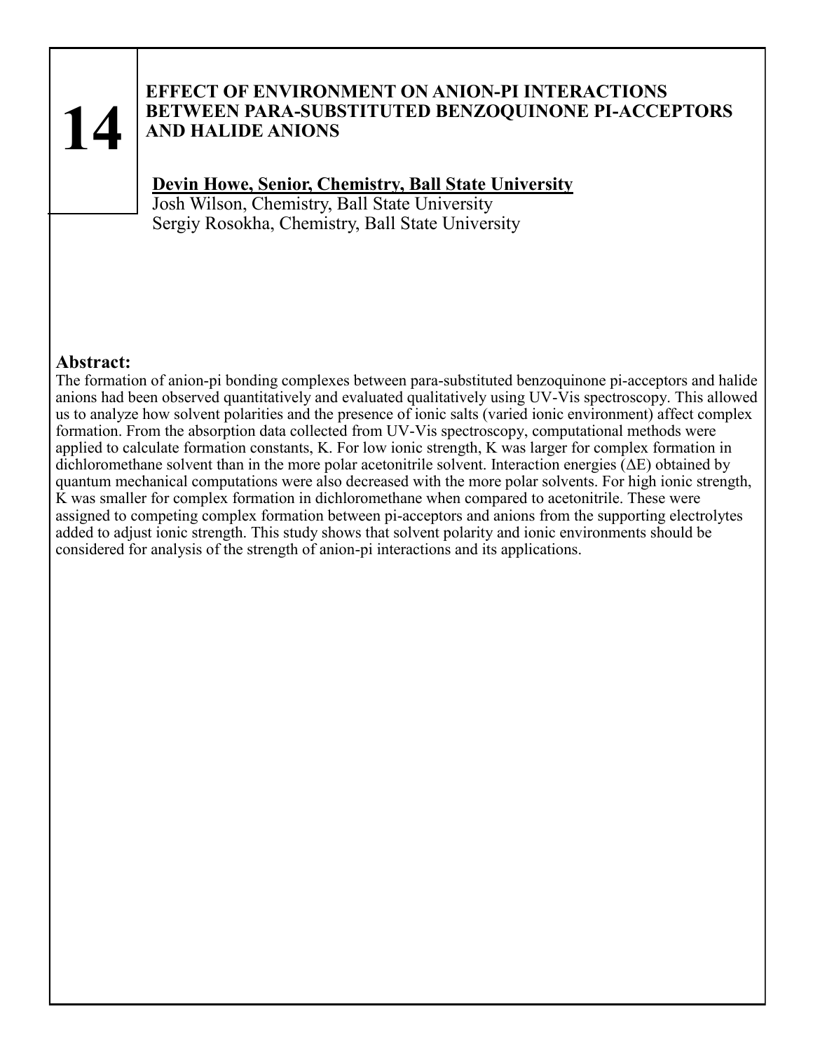# 14

## EFFECT OF ENVIRONMENT ON ANION-PI INTERACTIONS BETWEEN PARA-SUBSTITUTED BENZOQUINONE PI-ACCEPTORS AND HALIDE ANIONS

**Devin Howe, Senior, Chemistry, Ball State University**
Josh Wilson, Chemistry, Ball State University
Sergiy Rosokha, Chemistry, Ball State University

### Abstract:

The formation of anion-pi bonding complexes between para-substituted benzoquinone pi-acceptors and halide anions had been observed quantitatively and evaluated qualitatively using UV-Vis spectroscopy. This allowed us to analyze how solvent polarities and the presence of ionic salts (varied ionic environment) affect complex formation. From the absorption data collected from UV-Vis spectroscopy, computational methods were applied to calculate formation constants, K. For low ionic strength, K was larger for complex formation in dichloromethane solvent than in the more polar acetonitrile solvent. Interaction energies ($\Delta E$) obtained by quantum mechanical computations were also decreased with the more polar solvents. For high ionic strength, K was smaller for complex formation in dichloromethane when compared to acetonitrile. These were assigned to competing complex formation between pi-acceptors and anions from the supporting electrolytes added to adjust ionic strength. This study shows that solvent polarity and ionic environments should be considered for analysis of the strength of anion-pi interactions and its applications.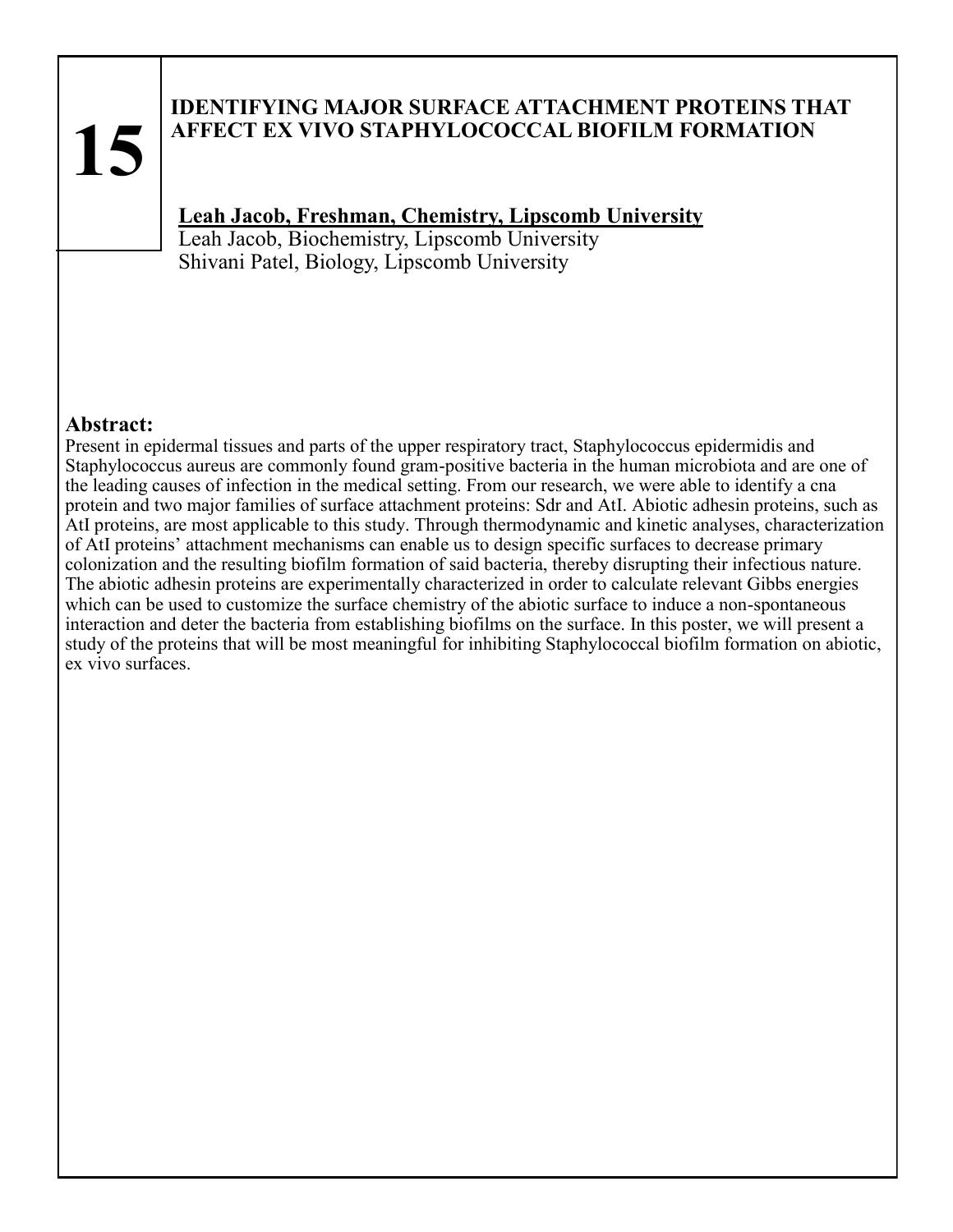**15**

## IDENTIFYING MAJOR SURFACE ATTACHMENT PROTEINS THAT AFFECT EX VIVO STAPHYLOCOCCAL BIOFILM FORMATION

**Leah Jacob, Freshman, Chemistry, Lipscomb University**
Leah Jacob, Biochemistry, Lipscomb University
Shivani Patel, Biology, Lipscomb University

### Abstract:

Present in epidermal tissues and parts of the upper respiratory tract, Staphylococcus epidermidis and Staphylococcus aureus are commonly found gram-positive bacteria in the human microbiota and are one of the leading causes of infection in the medical setting. From our research, we were able to identify a cna protein and two major families of surface attachment proteins: Sdr and AtI. Abiotic adhesin proteins, such as AtI proteins, are most applicable to this study. Through thermodynamic and kinetic analyses, characterization of AtI proteins' attachment mechanisms can enable us to design specific surfaces to decrease primary colonization and the resulting biofilm formation of said bacteria, thereby disrupting their infectious nature. The abiotic adhesin proteins are experimentally characterized in order to calculate relevant Gibbs energies which can be used to customize the surface chemistry of the abiotic surface to induce a non-spontaneous interaction and deter the bacteria from establishing biofilms on the surface. In this poster, we will present a study of the proteins that will be most meaningful for inhibiting Staphylococcal biofilm formation on abiotic, ex vivo surfaces.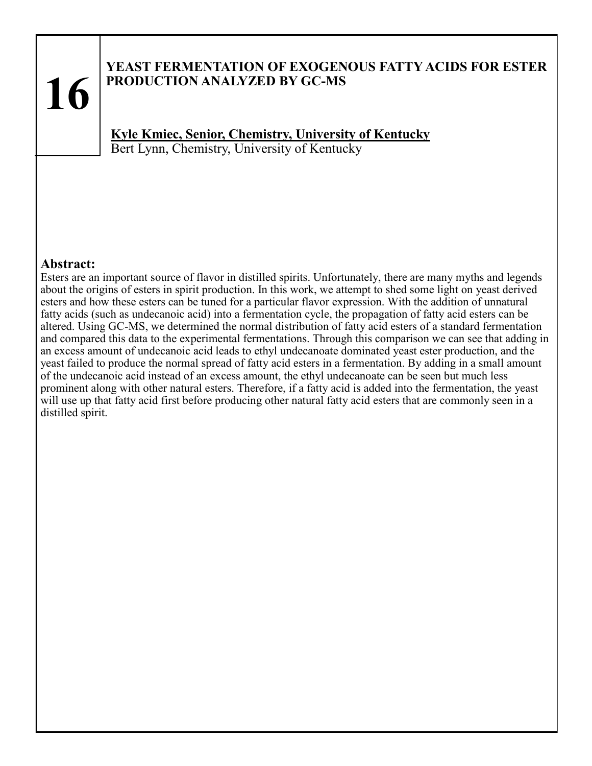# 16

## YEAST FERMENTATION OF EXOGENOUS FATTY ACIDS FOR ESTER PRODUCTION ANALYZED BY GC-MS

**Kyle Kmiec, Senior, Chemistry, University of Kentucky**
Bert Lynn, Chemistry, University of Kentucky

### Abstract:

Esters are an important source of flavor in distilled spirits. Unfortunately, there are many myths and legends about the origins of esters in spirit production. In this work, we attempt to shed some light on yeast derived esters and how these esters can be tuned for a particular flavor expression. With the addition of unnatural fatty acids (such as undecanoic acid) into a fermentation cycle, the propagation of fatty acid esters can be altered. Using GC-MS, we determined the normal distribution of fatty acid esters of a standard fermentation and compared this data to the experimental fermentations. Through this comparison we can see that adding in an excess amount of undecanoic acid leads to ethyl undecanoate dominated yeast ester production, and the yeast failed to produce the normal spread of fatty acid esters in a fermentation. By adding in a small amount of the undecanoic acid instead of an excess amount, the ethyl undecanoate can be seen but much less prominent along with other natural esters. Therefore, if a fatty acid is added into the fermentation, the yeast will use up that fatty acid first before producing other natural fatty acid esters that are commonly seen in a distilled spirit.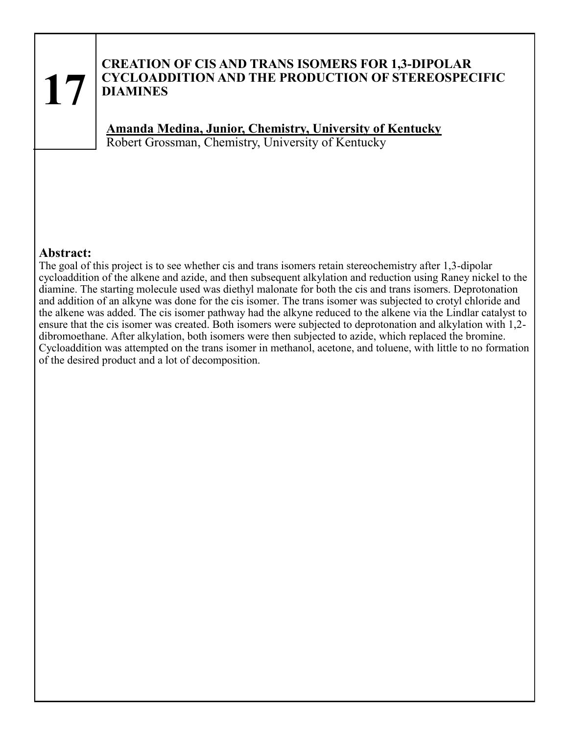**17**

## CREATION OF CIS AND TRANS ISOMERS FOR 1,3-DIPOLAR CYCLOADDITION AND THE PRODUCTION OF STEREOSPECIFIC DIAMINES

**Amanda Medina, Junior, Chemistry, University of Kentucky**
Robert Grossman, Chemistry, University of Kentucky

### Abstract:

The goal of this project is to see whether cis and trans isomers retain stereochemistry after 1,3-dipolar cycloaddition of the alkene and azide, and then subsequent alkylation and reduction using Raney nickel to the diamine. The starting molecule used was diethyl malonate for both the cis and trans isomers. Deprotonation and addition of an alkyne was done for the cis isomer. The trans isomer was subjected to crotyl chloride and the alkene was added. The cis isomer pathway had the alkyne reduced to the alkene via the Lindlar catalyst to ensure that the cis isomer was created. Both isomers were subjected to deprotonation and alkylation with 1,2-dibromoethane. After alkylation, both isomers were then subjected to azide, which replaced the bromine. Cycloaddition was attempted on the trans isomer in methanol, acetone, and toluene, with little to no formation of the desired product and a lot of decomposition.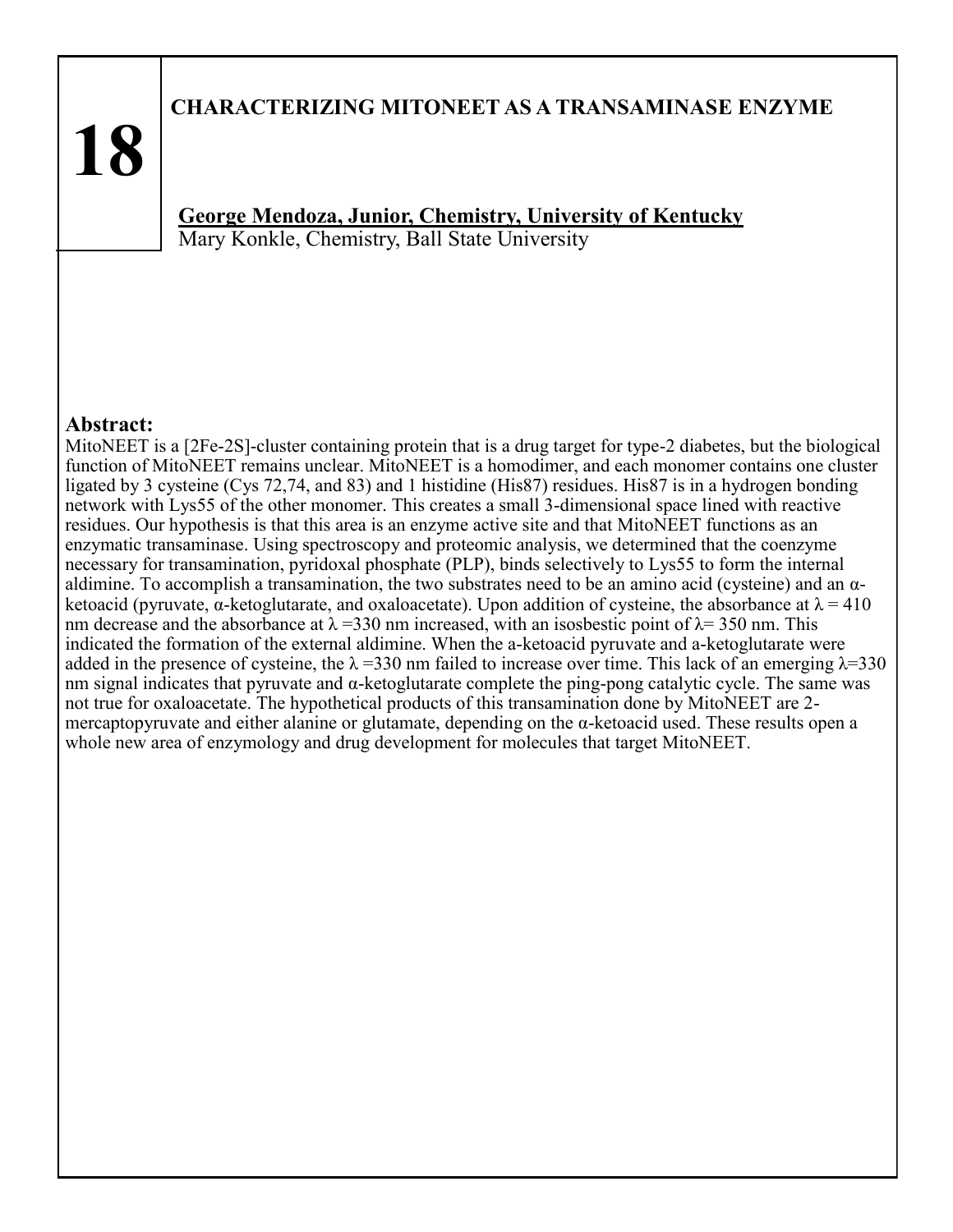**18**

# CHARACTERIZING MITONEET AS A TRANSAMINASE ENZYME

**George Mendoza, Junior, Chemistry, University of Kentucky**
Mary Konkle, Chemistry, Ball State University

## Abstract:

MitoNEET is a [2Fe-2S]-cluster containing protein that is a drug target for type-2 diabetes, but the biological function of MitoNEET remains unclear. MitoNEET is a homodimer, and each monomer contains one cluster ligated by 3 cysteine (Cys 72,74, and 83) and 1 histidine (His87) residues. His87 is in a hydrogen bonding network with Lys55 of the other monomer. This creates a small 3-dimensional space lined with reactive residues. Our hypothesis is that this area is an enzyme active site and that MitoNEET functions as an enzymatic transaminase. Using spectroscopy and proteomic analysis, we determined that the coenzyme necessary for transamination, pyridoxal phosphate (PLP), binds selectively to Lys55 to form the internal aldimine. To accomplish a transamination, the two substrates need to be an amino acid (cysteine) and an α-ketoacid (pyruvate, α-ketoglutarate, and oxaloacetate). Upon addition of cysteine, the absorbance at $\lambda = 410$ nm decrease and the absorbance at $\lambda = 330$ nm increased, with an isosbestic point of $\lambda = 350$ nm. This indicated the formation of the external aldimine. When the a-ketoacid pyruvate and a-ketoglutarate were added in the presence of cysteine, the $\lambda = 330$ nm failed to increase over time. This lack of an emerging $\lambda = 330$ nm signal indicates that pyruvate and α-ketoglutarate complete the ping-pong catalytic cycle. The same was not true for oxaloacetate. The hypothetical products of this transamination done by MitoNEET are 2-mercaptopyruvate and either alanine or glutamate, depending on the α-ketoacid used. These results open a whole new area of enzymology and drug development for molecules that target MitoNEET.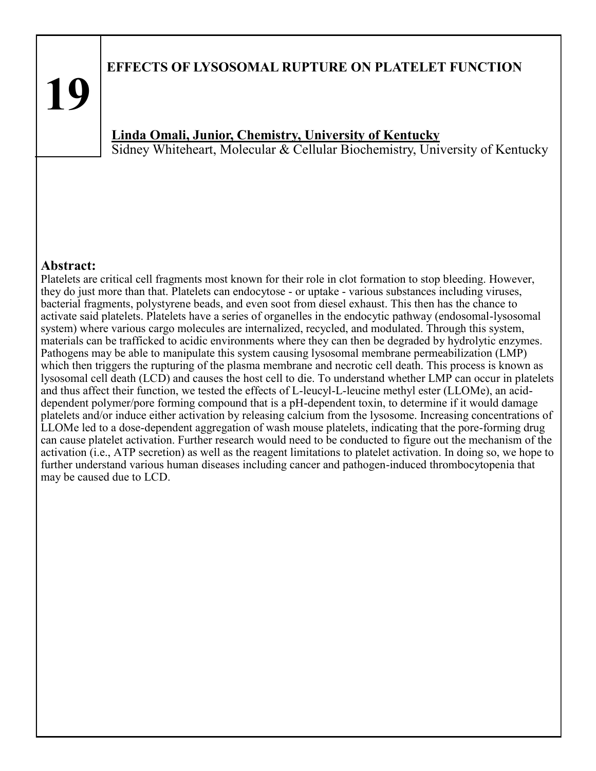# 19

## EFFECTS OF LYSOSOMAL RUPTURE ON PLATELET FUNCTION

**Linda Omali, Junior, Chemistry, University of Kentucky**
Sidney Whiteheart, Molecular & Cellular Biochemistry, University of Kentucky

### Abstract:

Platelets are critical cell fragments most known for their role in clot formation to stop bleeding. However, they do just more than that. Platelets can endocytose - or uptake - various substances including viruses, bacterial fragments, polystyrene beads, and even soot from diesel exhaust. This then has the chance to activate said platelets. Platelets have a series of organelles in the endocytic pathway (endosomal-lysosomal system) where various cargo molecules are internalized, recycled, and modulated. Through this system, materials can be trafficked to acidic environments where they can then be degraded by hydrolytic enzymes. Pathogens may be able to manipulate this system causing lysosomal membrane permeabilization (LMP) which then triggers the rupturing of the plasma membrane and necrotic cell death. This process is known as lysosomal cell death (LCD) and causes the host cell to die. To understand whether LMP can occur in platelets and thus affect their function, we tested the effects of L-leucyl-L-leucine methyl ester (LLOMe), an acid-dependent polymer/pore forming compound that is a pH-dependent toxin, to determine if it would damage platelets and/or induce either activation by releasing calcium from the lysosome. Increasing concentrations of LLOMe led to a dose-dependent aggregation of wash mouse platelets, indicating that the pore-forming drug can cause platelet activation. Further research would need to be conducted to figure out the mechanism of the activation (i.e., ATP secretion) as well as the reagent limitations to platelet activation. In doing so, we hope to further understand various human diseases including cancer and pathogen-induced thrombocytopenia that may be caused due to LCD.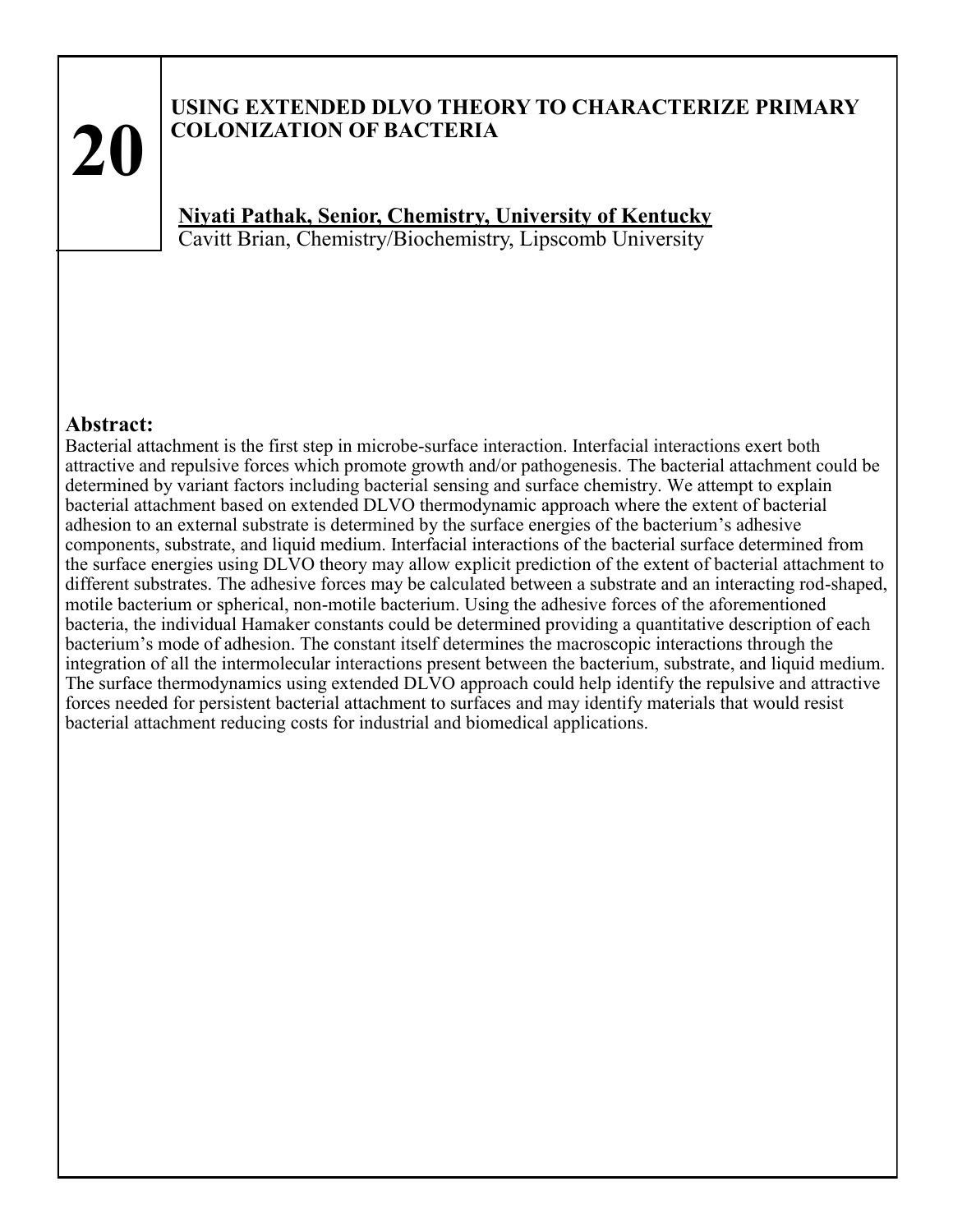# 20

## USING EXTENDED DLVO THEORY TO CHARACTERIZE PRIMARY COLONIZATION OF BACTERIA

**Niyati Pathak, Senior, Chemistry, University of Kentucky**
Cavitt Brian, Chemistry/Biochemistry, Lipscomb University

### Abstract:

Bacterial attachment is the first step in microbe-surface interaction. Interfacial interactions exert both attractive and repulsive forces which promote growth and/or pathogenesis. The bacterial attachment could be determined by variant factors including bacterial sensing and surface chemistry. We attempt to explain bacterial attachment based on extended DLVO thermodynamic approach where the extent of bacterial adhesion to an external substrate is determined by the surface energies of the bacterium's adhesive components, substrate, and liquid medium. Interfacial interactions of the bacterial surface determined from the surface energies using DLVO theory may allow explicit prediction of the extent of bacterial attachment to different substrates. The adhesive forces may be calculated between a substrate and an interacting rod-shaped, motile bacterium or spherical, non-motile bacterium. Using the adhesive forces of the aforementioned bacteria, the individual Hamaker constants could be determined providing a quantitative description of each bacterium's mode of adhesion. The constant itself determines the macroscopic interactions through the integration of all the intermolecular interactions present between the bacterium, substrate, and liquid medium. The surface thermodynamics using extended DLVO approach could help identify the repulsive and attractive forces needed for persistent bacterial attachment to surfaces and may identify materials that would resist bacterial attachment reducing costs for industrial and biomedical applications.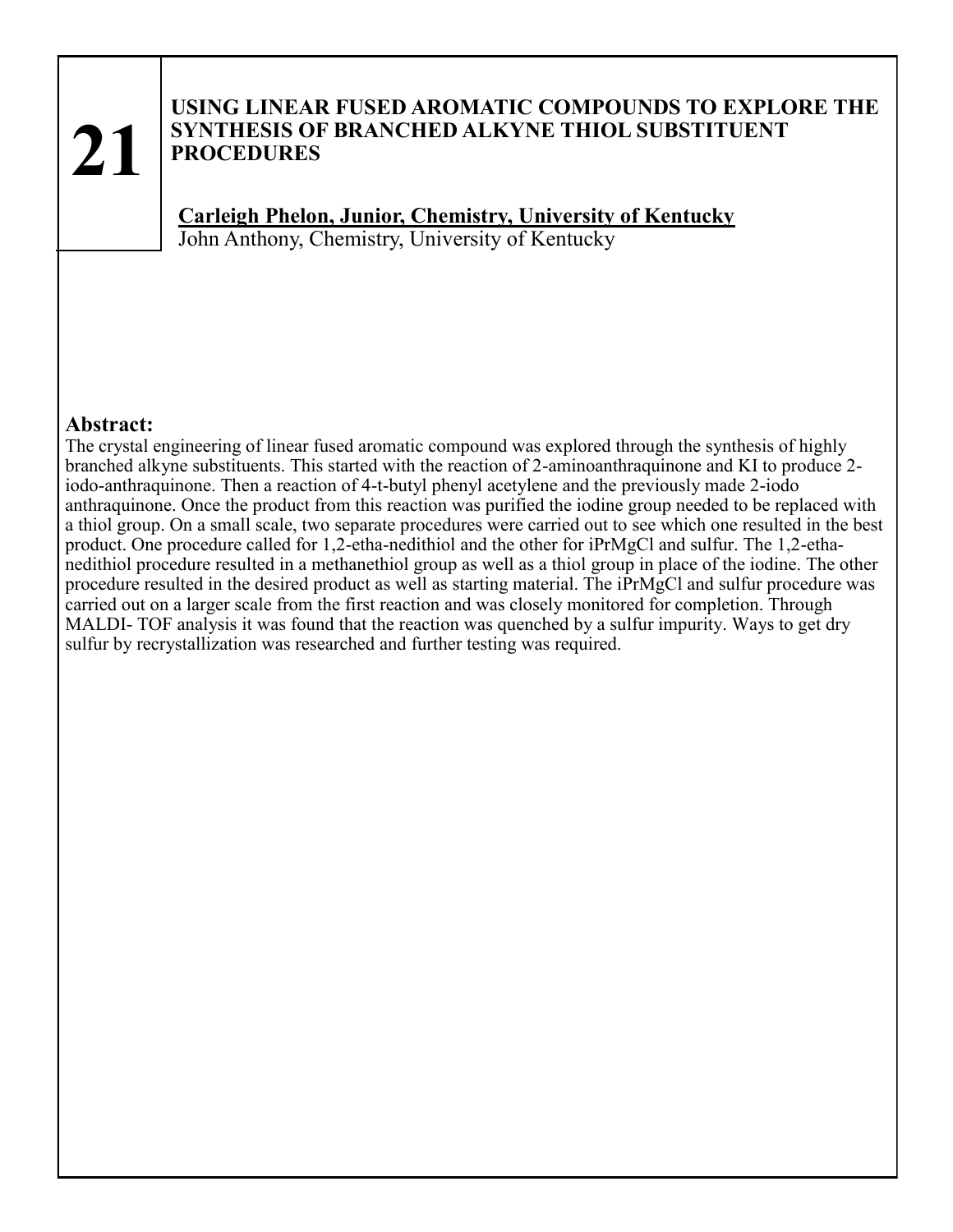# 21

## USING LINEAR FUSED AROMATIC COMPOUNDS TO EXPLORE THE SYNTHESIS OF BRANCHED ALKYNE THIOL SUBSTITUENT PROCEDURES

**Carleigh Phelon, Junior, Chemistry, University of Kentucky**
John Anthony, Chemistry, University of Kentucky

### Abstract:

The crystal engineering of linear fused aromatic compound was explored through the synthesis of highly branched alkyne substituents. This started with the reaction of 2-aminoanthraquinone and KI to produce 2-iodo-anthraquinone. Then a reaction of 4-t-butyl phenyl acetylene and the previously made 2-iodo anthraquinone. Once the product from this reaction was purified the iodine group needed to be replaced with a thiol group. On a small scale, two separate procedures were carried out to see which one resulted in the best product. One procedure called for 1,2-etha-nedithiol and the other for iPrMgCl and sulfur. The 1,2-etha-nedithiol procedure resulted in a methanethiol group as well as a thiol group in place of the iodine. The other procedure resulted in the desired product as well as starting material. The iPrMgCl and sulfur procedure was carried out on a larger scale from the first reaction and was closely monitored for completion. Through MALDI- TOF analysis it was found that the reaction was quenched by a sulfur impurity. Ways to get dry sulfur by recrystallization was researched and further testing was required.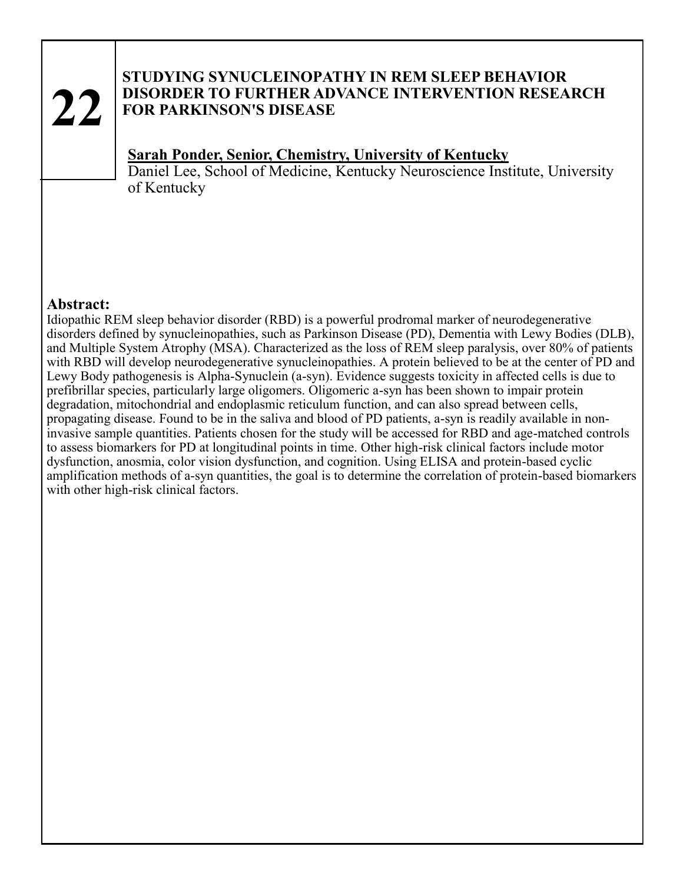# 22

## STUDYING SYNUCLEINOPATHY IN REM SLEEP BEHAVIOR DISORDER TO FURTHER ADVANCE INTERVENTION RESEARCH FOR PARKINSON'S DISEASE

**Sarah Ponder, Senior, Chemistry, University of Kentucky**
Daniel Lee, School of Medicine, Kentucky Neuroscience Institute, University of Kentucky

**Abstract:**
Idiopathic REM sleep behavior disorder (RBD) is a powerful prodromal marker of neurodegenerative disorders defined by synucleinopathies, such as Parkinson Disease (PD), Dementia with Lewy Bodies (DLB), and Multiple System Atrophy (MSA). Characterized as the loss of REM sleep paralysis, over 80% of patients with RBD will develop neurodegenerative synucleinopathies. A protein believed to be at the center of PD and Lewy Body pathogenesis is Alpha-Synuclein (a-syn). Evidence suggests toxicity in affected cells is due to prefibrillar species, particularly large oligomers. Oligomeric a-syn has been shown to impair protein degradation, mitochondrial and endoplasmic reticulum function, and can also spread between cells, propagating disease. Found to be in the saliva and blood of PD patients, a-syn is readily available in non-invasive sample quantities. Patients chosen for the study will be accessed for RBD and age-matched controls to assess biomarkers for PD at longitudinal points in time. Other high-risk clinical factors include motor dysfunction, anosmia, color vision dysfunction, and cognition. Using ELISA and protein-based cyclic amplification methods of a-syn quantities, the goal is to determine the correlation of protein-based biomarkers with other high-risk clinical factors.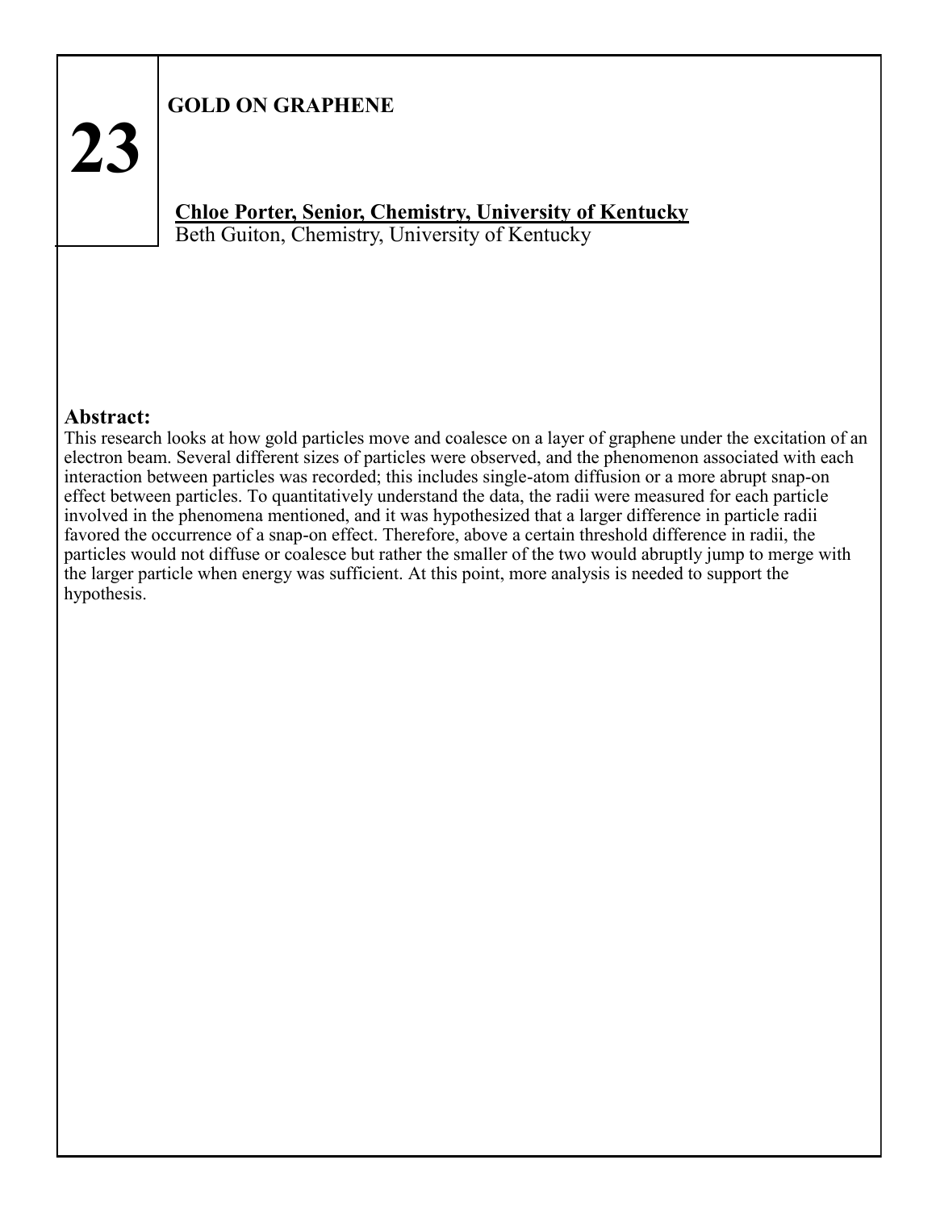**23**

# GOLD ON GRAPHENE

**Chloe Porter, Senior, Chemistry, University of Kentucky**
Beth Guiton, Chemistry, University of Kentucky

## Abstract:

This research looks at how gold particles move and coalesce on a layer of graphene under the excitation of an electron beam. Several different sizes of particles were observed, and the phenomenon associated with each interaction between particles was recorded; this includes single-atom diffusion or a more abrupt snap-on effect between particles. To quantitatively understand the data, the radii were measured for each particle involved in the phenomena mentioned, and it was hypothesized that a larger difference in particle radii favored the occurrence of a snap-on effect. Therefore, above a certain threshold difference in radii, the particles would not diffuse or coalesce but rather the smaller of the two would abruptly jump to merge with the larger particle when energy was sufficient. At this point, more analysis is needed to support the hypothesis.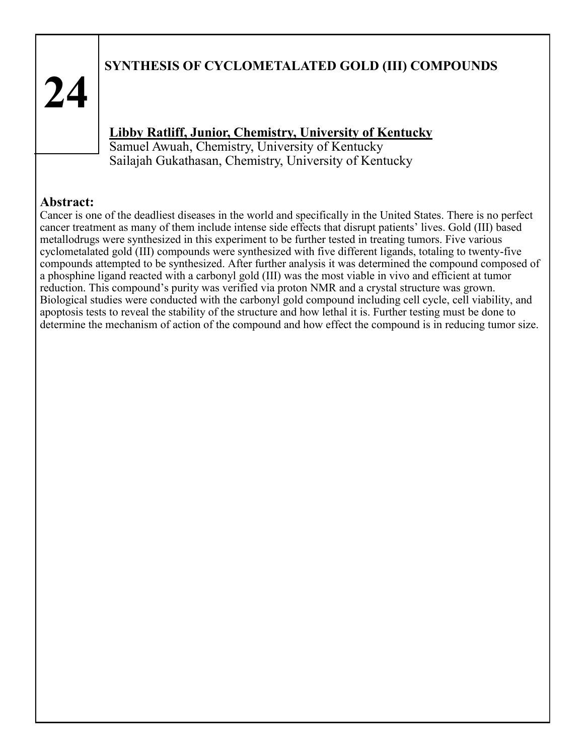# 24

## SYNTHESIS OF CYCLOMETALATED GOLD (III) COMPOUNDS

**Libby Ratliff, Junior, Chemistry, University of Kentucky**
Samuel Awuah, Chemistry, University of Kentucky
Sailajah Gukathasan, Chemistry, University of Kentucky

### Abstract:

Cancer is one of the deadliest diseases in the world and specifically in the United States. There is no perfect cancer treatment as many of them include intense side effects that disrupt patients' lives. Gold (III) based metallodrugs were synthesized in this experiment to be further tested in treating tumors. Five various cyclometalated gold (III) compounds were synthesized with five different ligands, totaling to twenty-five compounds attempted to be synthesized. After further analysis it was determined the compound composed of a phosphine ligand reacted with a carbonyl gold (III) was the most viable in vivo and efficient at tumor reduction. This compound's purity was verified via proton NMR and a crystal structure was grown. Biological studies were conducted with the carbonyl gold compound including cell cycle, cell viability, and apoptosis tests to reveal the stability of the structure and how lethal it is. Further testing must be done to determine the mechanism of action of the compound and how effect the compound is in reducing tumor size.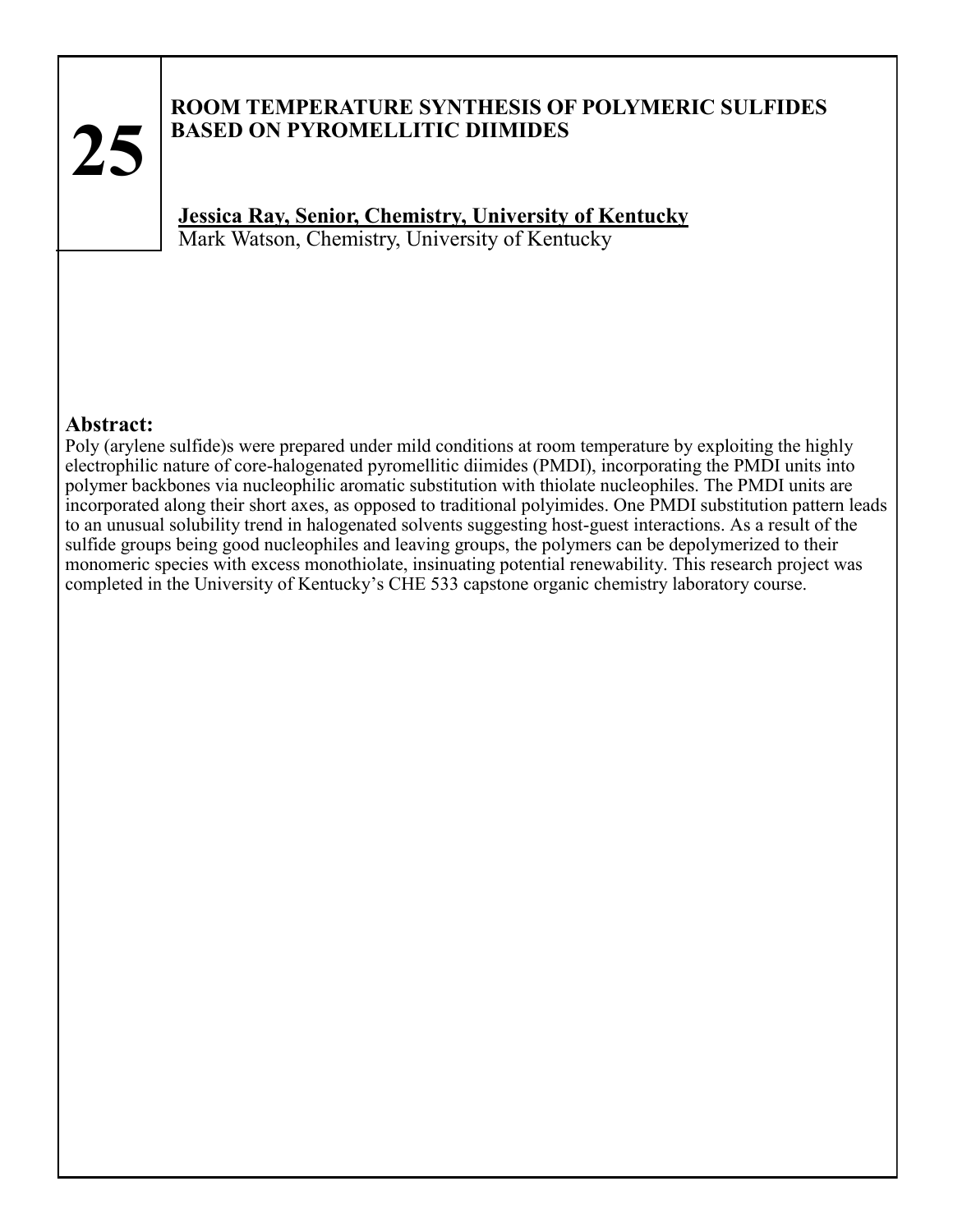**25**

## ROOM TEMPERATURE SYNTHESIS OF POLYMERIC SULFIDES BASED ON PYROMELLITIC DIIMIDES

**Jessica Ray, Senior, Chemistry, University of Kentucky**
Mark Watson, Chemistry, University of Kentucky

### Abstract:

Poly (arylene sulfide)s were prepared under mild conditions at room temperature by exploiting the highly electrophilic nature of core-halogenated pyromellitic diimides (PMDI), incorporating the PMDI units into polymer backbones via nucleophilic aromatic substitution with thiolate nucleophiles. The PMDI units are incorporated along their short axes, as opposed to traditional polyimides. One PMDI substitution pattern leads to an unusual solubility trend in halogenated solvents suggesting host-guest interactions. As a result of the sulfide groups being good nucleophiles and leaving groups, the polymers can be depolymerized to their monomeric species with excess monothiolate, insinuating potential renewability. This research project was completed in the University of Kentucky's CHE 533 capstone organic chemistry laboratory course.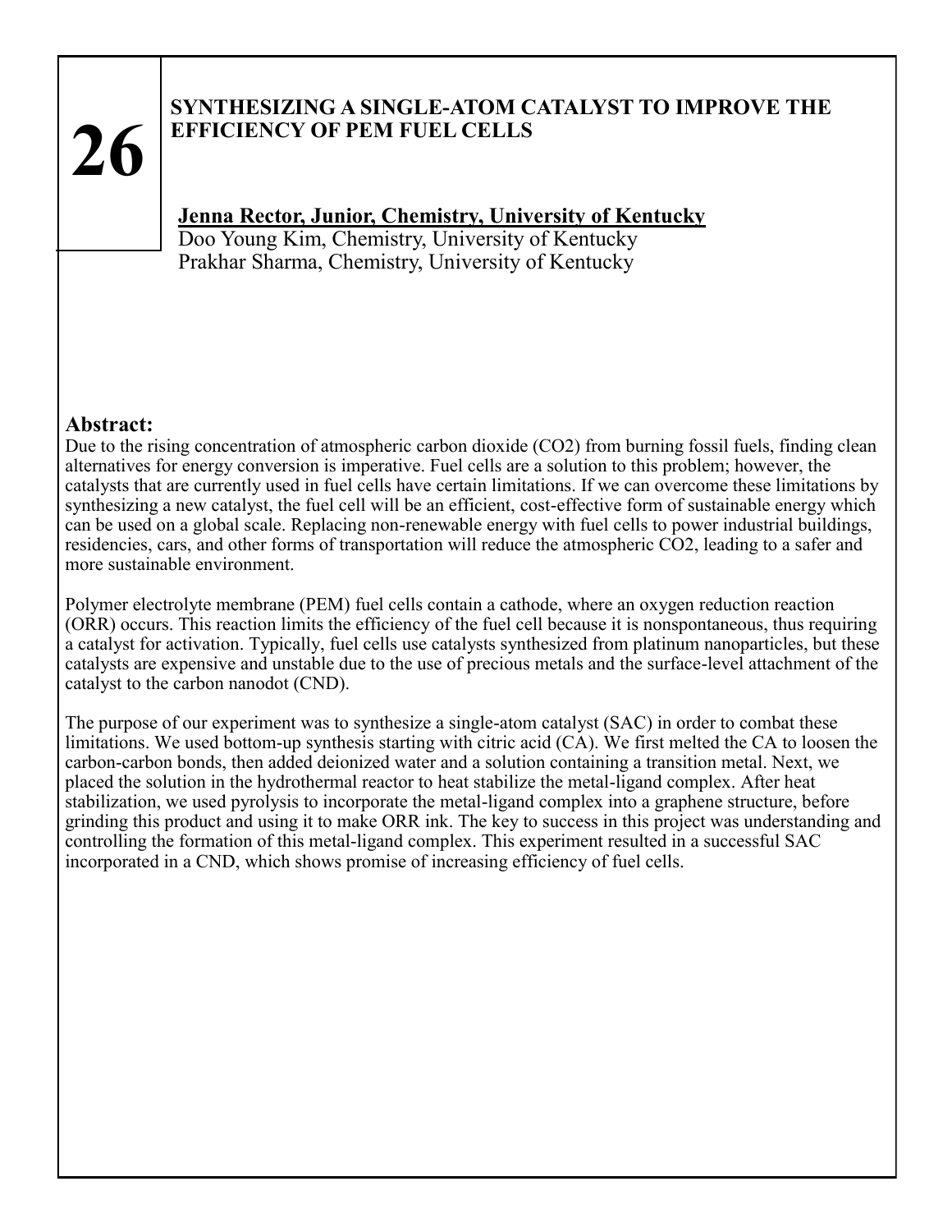**26**

# SYNTHESIZING A SINGLE-ATOM CATALYST TO IMPROVE THE EFFICIENCY OF PEM FUEL CELLS

**Jenna Rector, Junior, Chemistry, University of Kentucky**
Doo Young Kim, Chemistry, University of Kentucky
Prakhar Sharma, Chemistry, University of Kentucky

## Abstract:

Due to the rising concentration of atmospheric carbon dioxide (CO2) from burning fossil fuels, finding clean alternatives for energy conversion is imperative. Fuel cells are a solution to this problem; however, the catalysts that are currently used in fuel cells have certain limitations. If we can overcome these limitations by synthesizing a new catalyst, the fuel cell will be an efficient, cost-effective form of sustainable energy which can be used on a global scale. Replacing non-renewable energy with fuel cells to power industrial buildings, residencies, cars, and other forms of transportation will reduce the atmospheric CO2, leading to a safer and more sustainable environment.

Polymer electrolyte membrane (PEM) fuel cells contain a cathode, where an oxygen reduction reaction (ORR) occurs. This reaction limits the efficiency of the fuel cell because it is nonspontaneous, thus requiring a catalyst for activation. Typically, fuel cells use catalysts synthesized from platinum nanoparticles, but these catalysts are expensive and unstable due to the use of precious metals and the surface-level attachment of the catalyst to the carbon nanodot (CND).

The purpose of our experiment was to synthesize a single-atom catalyst (SAC) in order to combat these limitations. We used bottom-up synthesis starting with citric acid (CA). We first melted the CA to loosen the carbon-carbon bonds, then added deionized water and a solution containing a transition metal. Next, we placed the solution in the hydrothermal reactor to heat stabilize the metal-ligand complex. After heat stabilization, we used pyrolysis to incorporate the metal-ligand complex into a graphene structure, before grinding this product and using it to make ORR ink. The key to success in this project was understanding and controlling the formation of this metal-ligand complex. This experiment resulted in a successful SAC incorporated in a CND, which shows promise of increasing efficiency of fuel cells.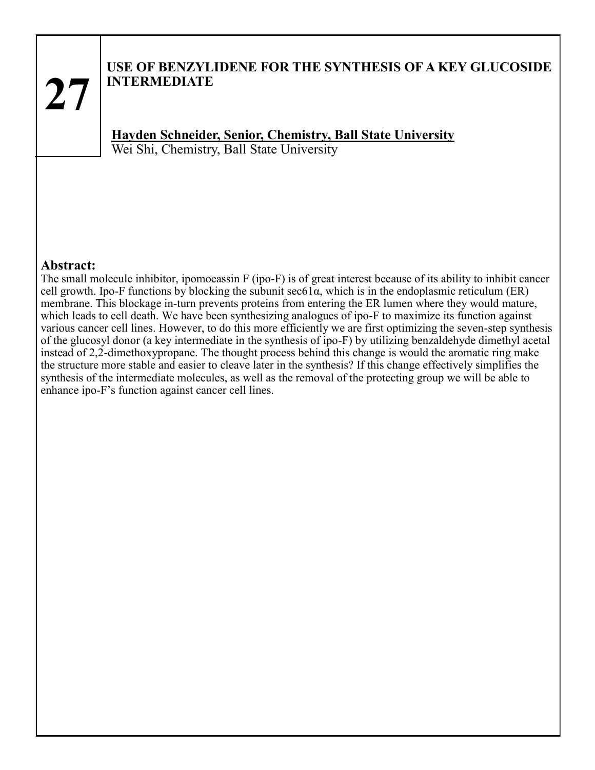**27**

# USE OF BENZYLIDENE FOR THE SYNTHESIS OF A KEY GLUCOSIDE INTERMEDIATE

**Hayden Schneider, Senior, Chemistry, Ball State University**
Wei Shi, Chemistry, Ball State University

## Abstract:

The small molecule inhibitor, ipomoeassin F (ipo-F) is of great interest because of its ability to inhibit cancer cell growth. Ipo-F functions by blocking the subunit sec61α, which is in the endoplasmic reticulum (ER) membrane. This blockage in-turn prevents proteins from entering the ER lumen where they would mature, which leads to cell death. We have been synthesizing analogues of ipo-F to maximize its function against various cancer cell lines. However, to do this more efficiently we are first optimizing the seven-step synthesis of the glucosyl donor (a key intermediate in the synthesis of ipo-F) by utilizing benzaldehyde dimethyl acetal instead of 2,2-dimethoxypropane. The thought process behind this change is would the aromatic ring make the structure more stable and easier to cleave later in the synthesis? If this change effectively simplifies the synthesis of the intermediate molecules, as well as the removal of the protecting group we will be able to enhance ipo-F's function against cancer cell lines.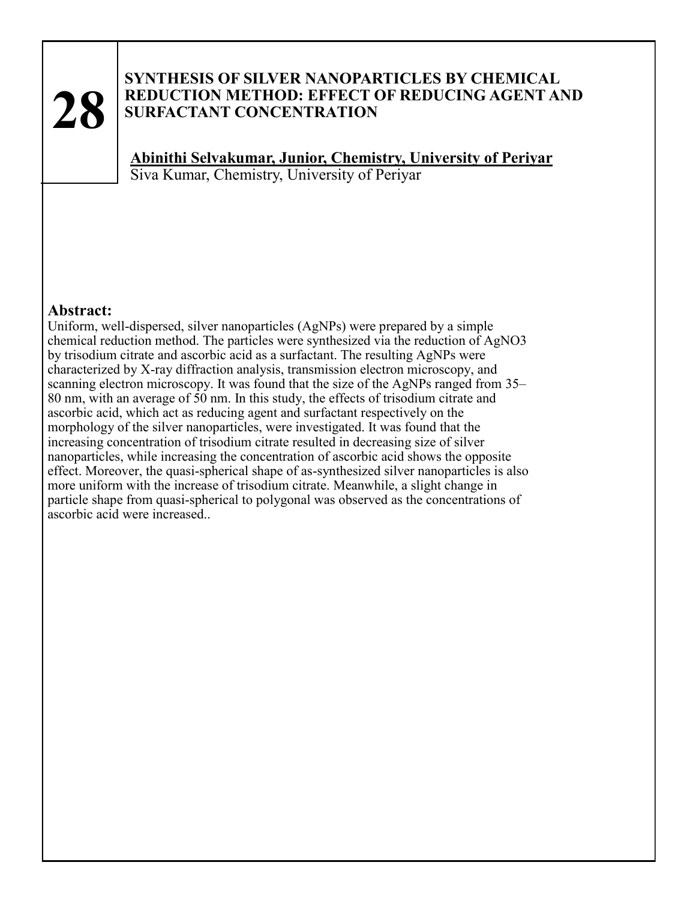# 28

## SYNTHESIS OF SILVER NANOPARTICLES BY CHEMICAL REDUCTION METHOD: EFFECT OF REDUCING AGENT AND SURFACTANT CONCENTRATION

**Abinithi Selvakumar, Junior, Chemistry, University of Periyar**
Siva Kumar, Chemistry, University of Periyar

### Abstract:

Uniform, well-dispersed, silver nanoparticles (AgNPs) were prepared by a simple chemical reduction method. The particles were synthesized via the reduction of $AgNO_3$ by trisodium citrate and ascorbic acid as a surfactant. The resulting AgNPs were characterized by X-ray diffraction analysis, transmission electron microscopy, and scanning electron microscopy. It was found that the size of the AgNPs ranged from 35–80 nm, with an average of 50 nm. In this study, the effects of trisodium citrate and ascorbic acid, which act as reducing agent and surfactant respectively on the morphology of the silver nanoparticles, were investigated. It was found that the increasing concentration of trisodium citrate resulted in decreasing size of silver nanoparticles, while increasing the concentration of ascorbic acid shows the opposite effect. Moreover, the quasi-spherical shape of as-synthesized silver nanoparticles is also more uniform with the increase of trisodium citrate. Meanwhile, a slight change in particle shape from quasi-spherical to polygonal was observed as the concentrations of ascorbic acid were increased..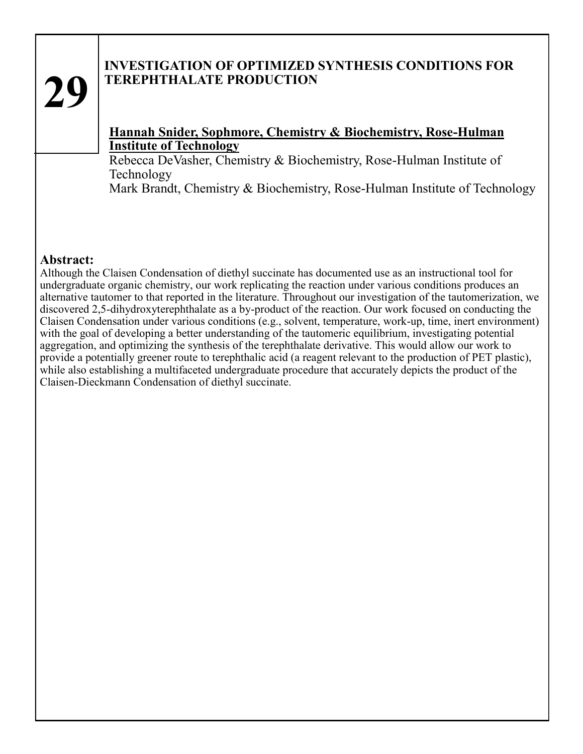# 29

## INVESTIGATION OF OPTIMIZED SYNTHESIS CONDITIONS FOR TEREPHTHALATE PRODUCTION

**Hannah Snider, Sophmore, Chemistry & Biochemistry, Rose-Hulman Institute of Technology**
Rebecca DeVasher, Chemistry & Biochemistry, Rose-Hulman Institute of Technology
Mark Brandt, Chemistry & Biochemistry, Rose-Hulman Institute of Technology

**Abstract:**
Although the Claisen Condensation of diethyl succinate has documented use as an instructional tool for undergraduate organic chemistry, our work replicating the reaction under various conditions produces an alternative tautomer to that reported in the literature. Throughout our investigation of the tautomerization, we discovered 2,5-dihydroxyterephthalate as a by-product of the reaction. Our work focused on conducting the Claisen Condensation under various conditions (e.g., solvent, temperature, work-up, time, inert environment) with the goal of developing a better understanding of the tautomeric equilibrium, investigating potential aggregation, and optimizing the synthesis of the terephthalate derivative. This would allow our work to provide a potentially greener route to terephthalic acid (a reagent relevant to the production of PET plastic), while also establishing a multifaceted undergraduate procedure that accurately depicts the product of the Claisen-Dieckmann Condensation of diethyl succinate.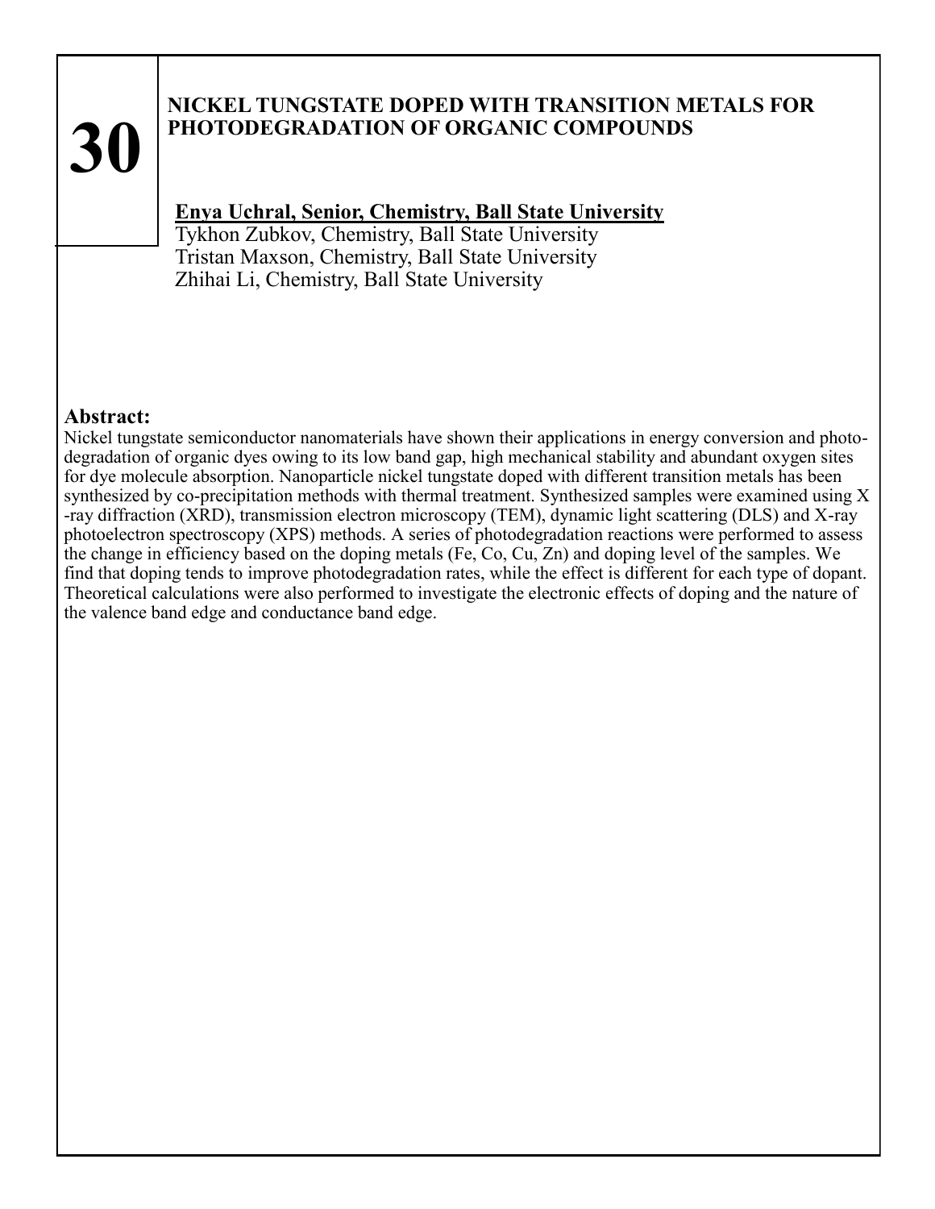# 30

## NICKEL TUNGSTATE DOPED WITH TRANSITION METALS FOR PHOTODEGRADATION OF ORGANIC COMPOUNDS

**Enya Uchral, Senior, Chemistry, Ball State University**
Tykhon Zubkov, Chemistry, Ball State University
Tristan Maxson, Chemistry, Ball State University
Zhihai Li, Chemistry, Ball State University

**Abstract:**

Nickel tungstate semiconductor nanomaterials have shown their applications in energy conversion and photodegradation of organic dyes owing to its low band gap, high mechanical stability and abundant oxygen sites for dye molecule absorption. Nanoparticle nickel tungstate doped with different transition metals has been synthesized by co-precipitation methods with thermal treatment. Synthesized samples were examined using X-ray diffraction (XRD), transmission electron microscopy (TEM), dynamic light scattering (DLS) and X-ray photoelectron spectroscopy (XPS) methods. A series of photodegradation reactions were performed to assess the change in efficiency based on the doping metals (Fe, Co, Cu, Zn) and doping level of the samples. We find that doping tends to improve photodegradation rates, while the effect is different for each type of dopant. Theoretical calculations were also performed to investigate the electronic effects of doping and the nature of the valence band edge and conductance band edge.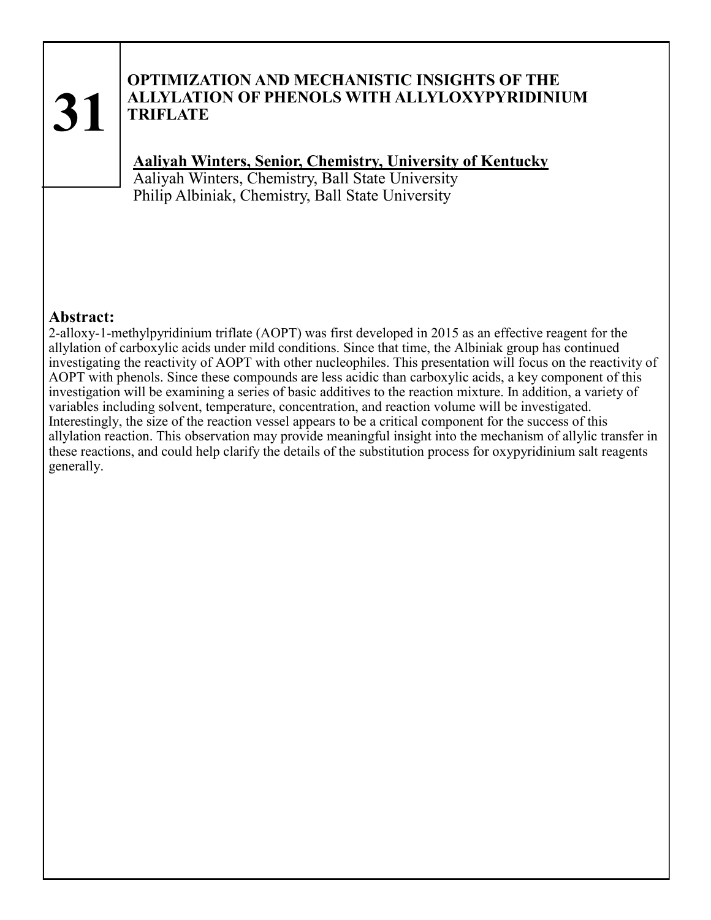**31**

## OPTIMIZATION AND MECHANISTIC INSIGHTS OF THE ALLYLATION OF PHENOLS WITH ALLYLOXYPYRIDINIUM TRIFLATE

**Aaliyah Winters, Senior, Chemistry, University of Kentucky**
Aaliyah Winters, Chemistry, Ball State University
Philip Albiniak, Chemistry, Ball State University

### Abstract:

2-alloxy-1-methylpyridinium triflate (AOPT) was first developed in 2015 as an effective reagent for the allylation of carboxylic acids under mild conditions. Since that time, the Albiniak group has continued investigating the reactivity of AOPT with other nucleophiles. This presentation will focus on the reactivity of AOPT with phenols. Since these compounds are less acidic than carboxylic acids, a key component of this investigation will be examining a series of basic additives to the reaction mixture. In addition, a variety of variables including solvent, temperature, concentration, and reaction volume will be investigated. Interestingly, the size of the reaction vessel appears to be a critical component for the success of this allylation reaction. This observation may provide meaningful insight into the mechanism of allylic transfer in these reactions, and could help clarify the details of the substitution process for oxypyridinium salt reagents generally.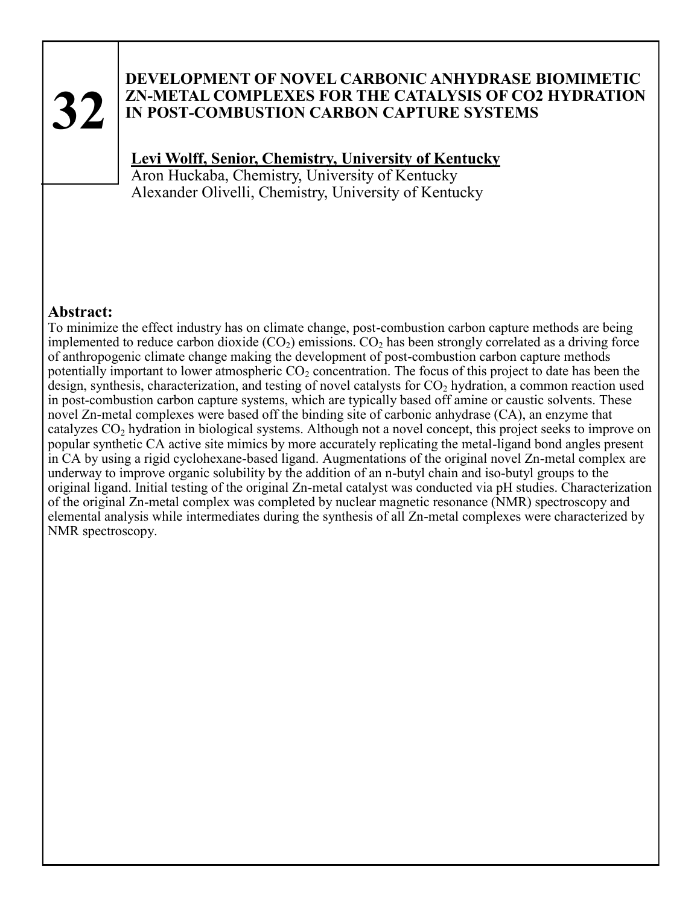# 32

## DEVELOPMENT OF NOVEL CARBONIC ANHYDRASE BIOMIMETIC ZN-METAL COMPLEXES FOR THE CATALYSIS OF CO2 HYDRATION IN POST-COMBUSTION CARBON CAPTURE SYSTEMS

**Levi Wolff, Senior, Chemistry, University of Kentucky**
Aron Huckaba, Chemistry, University of Kentucky
Alexander Olivelli, Chemistry, University of Kentucky

### Abstract:

To minimize the effect industry has on climate change, post-combustion carbon capture methods are being implemented to reduce carbon dioxide ($CO_2$) emissions. $CO_2$ has been strongly correlated as a driving force of anthropogenic climate change making the development of post-combustion carbon capture methods potentially important to lower atmospheric $CO_2$ concentration. The focus of this project to date has been the design, synthesis, characterization, and testing of novel catalysts for $CO_2$ hydration, a common reaction used in post-combustion carbon capture systems, which are typically based off amine or caustic solvents. These novel Zn-metal complexes were based off the binding site of carbonic anhydrase (CA), an enzyme that catalyzes $CO_2$ hydration in biological systems. Although not a novel concept, this project seeks to improve on popular synthetic CA active site mimics by more accurately replicating the metal-ligand bond angles present in CA by using a rigid cyclohexane-based ligand. Augmentations of the original novel Zn-metal complex are underway to improve organic solubility by the addition of an n-butyl chain and iso-butyl groups to the original ligand. Initial testing of the original Zn-metal catalyst was conducted via pH studies. Characterization of the original Zn-metal complex was completed by nuclear magnetic resonance (NMR) spectroscopy and elemental analysis while intermediates during the synthesis of all Zn-metal complexes were characterized by NMR spectroscopy.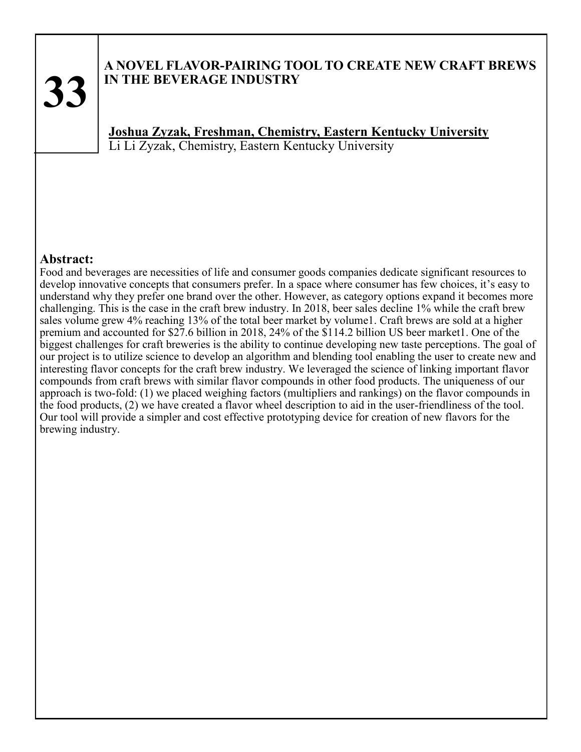# 33

## A NOVEL FLAVOR-PAIRING TOOL TO CREATE NEW CRAFT BREWS IN THE BEVERAGE INDUSTRY

**Joshua Zyzak, Freshman, Chemistry, Eastern Kentucky University**
Li Li Zyzak, Chemistry, Eastern Kentucky University

### Abstract:

Food and beverages are necessities of life and consumer goods companies dedicate significant resources to develop innovative concepts that consumers prefer. In a space where consumer has few choices, it's easy to understand why they prefer one brand over the other. However, as category options expand it becomes more challenging. This is the case in the craft brew industry. In 2018, beer sales decline 1% while the craft brew sales volume grew 4% reaching 13% of the total beer market by volume1. Craft brews are sold at a higher premium and accounted for $27.6 billion in 2018, 24% of the $114.2 billion US beer market1. One of the biggest challenges for craft breweries is the ability to continue developing new taste perceptions. The goal of our project is to utilize science to develop an algorithm and blending tool enabling the user to create new and interesting flavor concepts for the craft brew industry. We leveraged the science of linking important flavor compounds from craft brews with similar flavor compounds in other food products. The uniqueness of our approach is two-fold: (1) we placed weighing factors (multipliers and rankings) on the flavor compounds in the food products, (2) we have created a flavor wheel description to aid in the user-friendliness of the tool. Our tool will provide a simpler and cost effective prototyping device for creation of new flavors for the brewing industry.